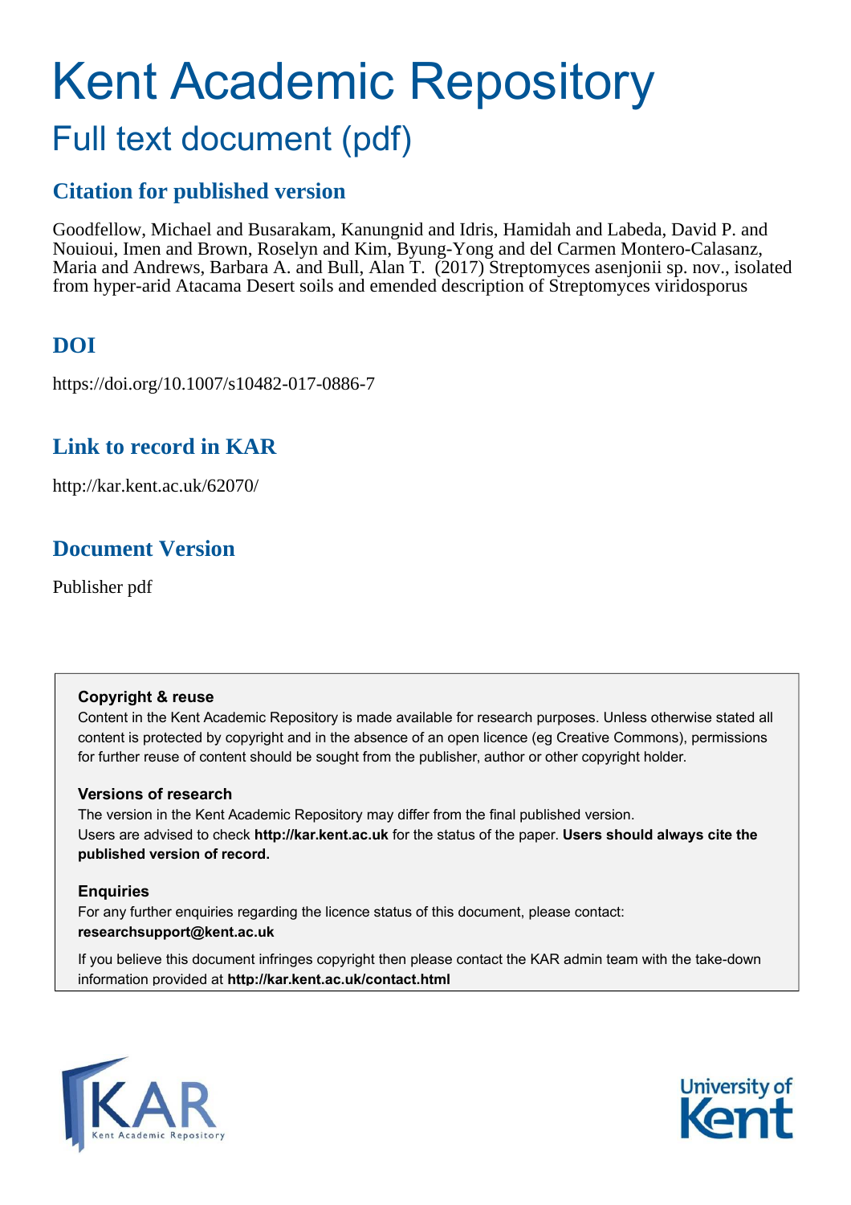# Kent Academic Repository

## Full text document (pdf)

### Citation for published version

Goodfellow, Michael and Busarakam, Kanungnid and Idris, Hamidah and Labeda, David P. and Nouioui, Imen and Brown, Roselyn and Kim, Byung-Yong and del Carmen Montero-Calasanz, Maria and Andrews, Barbara A. and Bull, Alan T. (2017) Streptomyces asenjonii sp. nov., isolated from hyper-arid Atacama Desert soils and emended description of Streptomyces viridosporus

### DOI

https://doi.org/10.1007/s10482-017-0886-7

### Link to record in KAR

http://kar.kent.ac.uk/62070/

### Document Version

Publisher pdf

**Copyright & reuse**

Content in the Kent Academic Repository is made available for research purposes. Unless otherwise stated all content is protected by copyright and in the absence of an open licence (eg Creative Commons), permissions for further reuse of content should be sought from the publisher, author or other copyright holder.

**Versions of research**

The version in the Kent Academic Repository may differ from the final published version. Users are advised to check **http://kar.kent.ac.uk** for the status of the paper. **Users should always cite the published version of record.**

**Enquiries**

For any further enquiries regarding the licence status of this document, please contact: **researchsupport@kent.ac.uk**

If you believe this document infringes copyright then please contact the KAR admin team with the take-down information provided at **http://kar.kent.ac.uk/contact.html**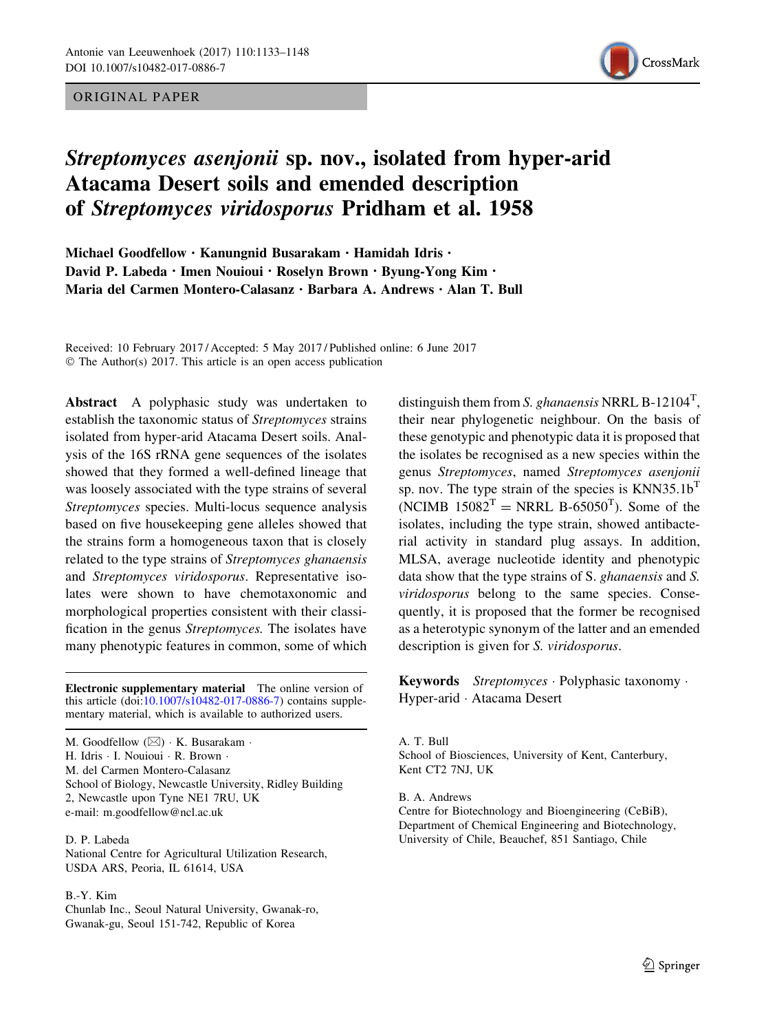ORIGINAL PAPER

# *Streptomyces asenjonii* sp. nov., isolated from hyper-arid Atacama Desert soils and emended description of *Streptomyces viridosporus* Pridham et al. 1958

**Michael Goodfellow · Kanungnid Busarakam · Hamidah Idris · David P. Labeda · Imen Nouioui · Roselyn Brown · Byung-Yong Kim · Maria del Carmen Montero-Calasanz · Barbara A. Andrews · Alan T. Bull**

Received: 10 February 2017 / Accepted: 5 May 2017 / Published online: 6 June 2017
© The Author(s) 2017. This article is an open access publication

**Abstract** A polyphasic study was undertaken to establish the taxonomic status of *Streptomyces* strains isolated from hyper-arid Atacama Desert soils. Analysis of the 16S rRNA gene sequences of the isolates showed that they formed a well-defined lineage that was loosely associated with the type strains of several *Streptomyces* species. Multi-locus sequence analysis based on five housekeeping gene alleles showed that the strains form a homogeneous taxon that is closely related to the type strains of *Streptomyces ghanaensis* and *Streptomyces viridosporus*. Representative isolates were shown to have chemotaxonomic and morphological properties consistent with their classification in the genus *Streptomyces.* The isolates have many phenotypic features in common, some of which distinguish them from *S. ghanaensis* NRRL B-12104$^T$, their near phylogenetic neighbour. On the basis of these genotypic and phenotypic data it is proposed that the isolates be recognised as a new species within the genus *Streptomyces*, named *Streptomyces asenjonii* sp. nov. The type strain of the species is KNN35.1b$^T$ (NCIMB 15082$^T$ = NRRL B-65050$^T$). Some of the isolates, including the type strain, showed antibacterial activity in standard plug assays. In addition, MLSA, average nucleotide identity and phenotypic data show that the type strains of S. *ghanaensis* and S. *viridosporus* belong to the same species. Consequently, it is proposed that the former be recognised as a heterotypic synonym of the latter and an emended description is given for *S. viridosporus*.

**Keywords** *Streptomyces* · Polyphasic taxonomy · Hyper-arid · Atacama Desert

**Electronic supplementary material** The online version of this article (doi:10.1007/s10482-017-0886-7) contains supplementary material, which is available to authorized users.

M. Goodfellow (✉) · K. Busarakam · H. Idris · I. Nouioui · R. Brown · M. del Carmen Montero-Calasanz
School of Biology, Newcastle University, Ridley Building 2, Newcastle upon Tyne NE1 7RU, UK
e-mail: m.goodfellow@ncl.ac.uk

D. P. Labeda
National Centre for Agricultural Utilization Research, USDA ARS, Peoria, IL 61614, USA

B.-Y. Kim
Chunlab Inc., Seoul Natural University, Gwanak-ro, Gwanak-gu, Seoul 151-742, Republic of Korea

A. T. Bull
School of Biosciences, University of Kent, Canterbury, Kent CT2 7NJ, UK

B. A. Andrews
Centre for Biotechnology and Bioengineering (CeBiB), Department of Chemical Engineering and Biotechnology, University of Chile, Beauchef, 851 Santiago, Chile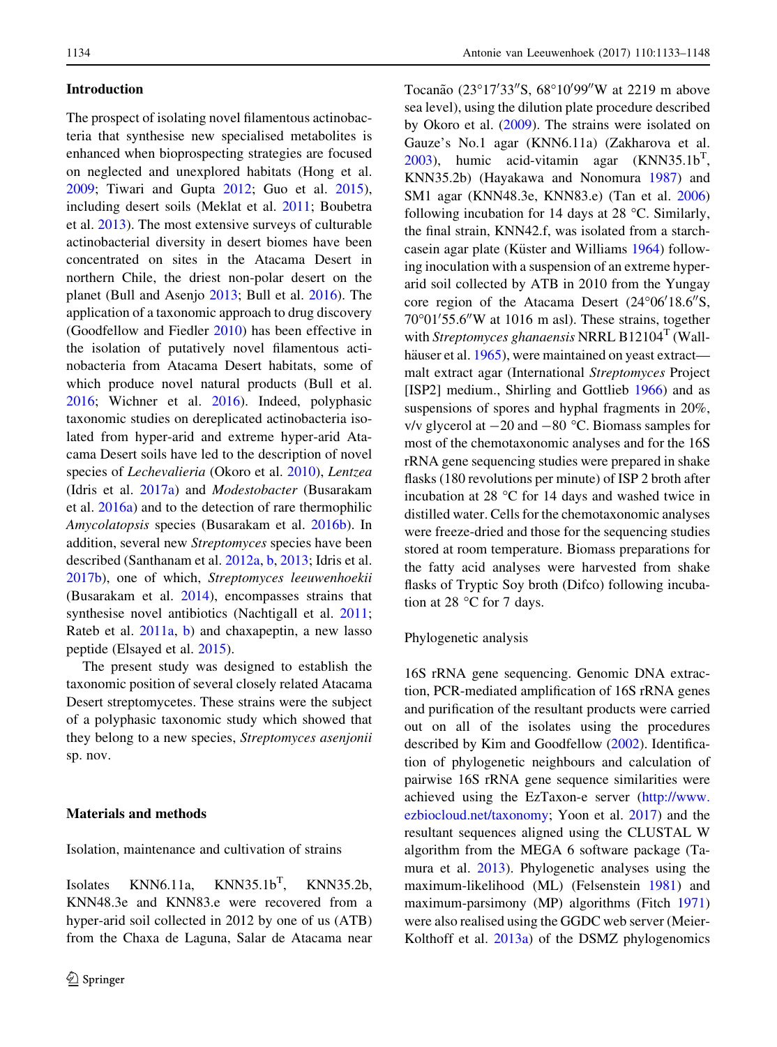## Introduction

The prospect of isolating novel filamentous actinobacteria that synthesise new specialised metabolites is enhanced when bioprospecting strategies are focused on neglected and unexplored habitats (Hong et al. 2009; Tiwari and Gupta 2012; Guo et al. 2015), including desert soils (Meklat et al. 2011; Boubetra et al. 2013). The most extensive surveys of culturable actinobacterial diversity in desert biomes have been concentrated on sites in the Atacama Desert in northern Chile, the driest non-polar desert on the planet (Bull and Asenjo 2013; Bull et al. 2016). The application of a taxonomic approach to drug discovery (Goodfellow and Fiedler 2010) has been effective in the isolation of putatively novel filamentous actinobacteria from Atacama Desert habitats, some of which produce novel natural products (Bull et al. 2016; Wichner et al. 2016). Indeed, polyphasic taxonomic studies on dereplicated actinobacteria isolated from hyper-arid and extreme hyper-arid Atacama Desert soils have led to the description of novel species of *Lechevalieria* (Okoro et al. 2010), *Lentzea* (Idris et al. 2017a) and *Modestobacter* (Busarakam et al. 2016a) and to the detection of rare thermophilic *Amycolatopsis* species (Busarakam et al. 2016b). In addition, several new *Streptomyces* species have been described (Santhanam et al. 2012a, b, 2013; Idris et al. 2017b), one of which, *Streptomyces leeuwenhoekii* (Busarakam et al. 2014), encompasses strains that synthesise novel antibiotics (Nachtigall et al. 2011; Rateb et al. 2011a, b) and chaxapeptin, a new lasso peptide (Elsayed et al. 2015).

The present study was designed to establish the taxonomic position of several closely related Atacama Desert streptomycetes. These strains were the subject of a polyphasic taxonomic study which showed that they belong to a new species, *Streptomyces asenjonii* sp. nov.

## Materials and methods

### Isolation, maintenance and cultivation of strains

Isolates KNN6.11a, KNN35.1b$^T$, KNN35.2b, KNN48.3e and KNN83.e were recovered from a hyper-arid soil collected in 2012 by one of us (ATB) from the Chaxa de Laguna, Salar de Atacama near Tocanão (23°17′33″S, 68°10′99″W at 2219 m above sea level), using the dilution plate procedure described by Okoro et al. (2009). The strains were isolated on Gauze's No.1 agar (KNN6.11a) (Zakharova et al. 2003), humic acid-vitamin agar (KNN35.1b$^T$, KNN35.2b) (Hayakawa and Nonomura 1987) and SM1 agar (KNN48.3e, KNN83.e) (Tan et al. 2006) following incubation for 14 days at 28 °C. Similarly, the final strain, KNN42.f, was isolated from a starch-casein agar plate (Küster and Williams 1964) following inoculation with a suspension of an extreme hyper-arid soil collected by ATB in 2010 from the Yungay core region of the Atacama Desert (24°06′18.6″S, 70°01′55.6″W at 1016 m asl). These strains, together with *Streptomyces ghanaensis* NRRL B12104$^T$ (Wallhäuser et al. 1965), were maintained on yeast extract—malt extract agar (International *Streptomyces* Project [ISP2] medium., Shirling and Gottlieb 1966) and as suspensions of spores and hyphal fragments in 20%, v/v glycerol at −20 and −80 °C. Biomass samples for most of the chemotaxonomic analyses and for the 16S rRNA gene sequencing studies were prepared in shake flasks (180 revolutions per minute) of ISP 2 broth after incubation at 28 °C for 14 days and washed twice in distilled water. Cells for the chemotaxonomic analyses were freeze-dried and those for the sequencing studies stored at room temperature. Biomass preparations for the fatty acid analyses were harvested from shake flasks of Tryptic Soy broth (Difco) following incubation at 28 °C for 7 days.

### Phylogenetic analysis

16S rRNA gene sequencing. Genomic DNA extraction, PCR-mediated amplification of 16S rRNA genes and purification of the resultant products were carried out on all of the isolates using the procedures described by Kim and Goodfellow (2002). Identification of phylogenetic neighbours and calculation of pairwise 16S rRNA gene sequence similarities were achieved using the EzTaxon-e server (http://www.ezbiocloud.net/taxonomy; Yoon et al. 2017) and the resultant sequences aligned using the CLUSTAL W algorithm from the MEGA 6 software package (Tamura et al. 2013). Phylogenetic analyses using the maximum-likelihood (ML) (Felsenstein 1981) and maximum-parsimony (MP) algorithms (Fitch 1971) were also realised using the GGDC web server (Meier-Kolthoff et al. 2013a) of the DSMZ phylogenomics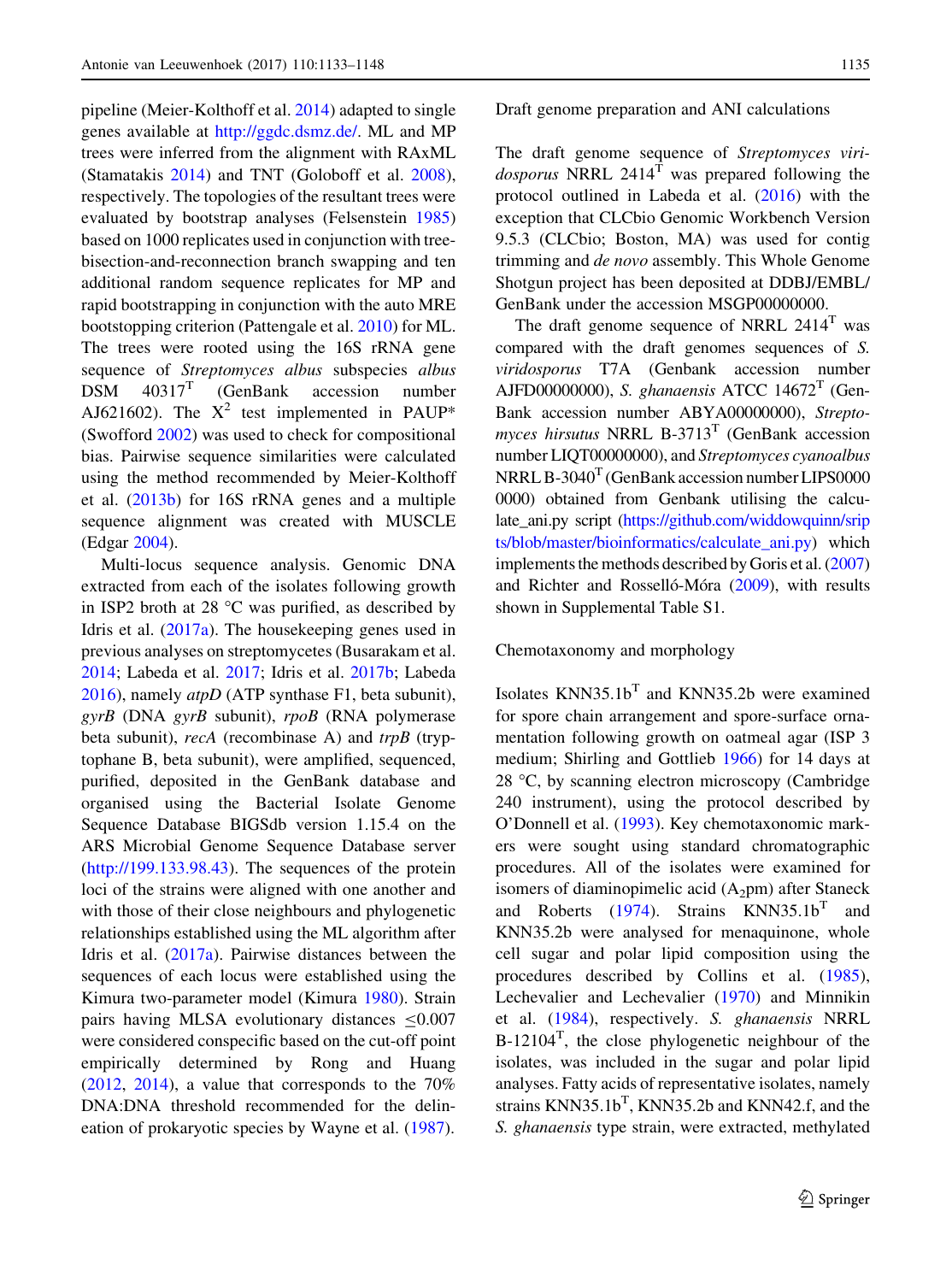pipeline (Meier-Kolthoff et al. 2014) adapted to single genes available at http://ggdc.dsmz.de/. ML and MP trees were inferred from the alignment with RAxML (Stamatakis 2014) and TNT (Goloboff et al. 2008), respectively. The topologies of the resultant trees were evaluated by bootstrap analyses (Felsenstein 1985) based on 1000 replicates used in conjunction with tree-bisection-and-reconnection branch swapping and ten additional random sequence replicates for MP and rapid bootstrapping in conjunction with the auto MRE bootstopping criterion (Pattengale et al. 2010) for ML. The trees were rooted using the 16S rRNA gene sequence of *Streptomyces albus* subspecies *albus* DSM 40317[T] (GenBank accession number AJ621602). The $X^2$ test implemented in PAUP* (Swofford 2002) was used to check for compositional bias. Pairwise sequence similarities were calculated using the method recommended by Meier-Kolthoff et al. (2013b) for 16S rRNA genes and a multiple sequence alignment was created with MUSCLE (Edgar 2004).

Multi-locus sequence analysis. Genomic DNA extracted from each of the isolates following growth in ISP2 broth at 28 °C was purified, as described by Idris et al. (2017a). The housekeeping genes used in previous analyses on streptomycetes (Busarakam et al. 2014; Labeda et al. 2017; Idris et al. 2017b; Labeda 2016), namely *atpD* (ATP synthase F1, beta subunit), *gyrB* (DNA *gyrB* subunit), *rpoB* (RNA polymerase beta subunit), *recA* (recombinase A) and *trpB* (tryptophane B, beta subunit), were amplified, sequenced, purified, deposited in the GenBank database and organised using the Bacterial Isolate Genome Sequence Database BIGSdb version 1.15.4 on the ARS Microbial Genome Sequence Database server (http://199.133.98.43). The sequences of the protein loci of the strains were aligned with one another and with those of their close neighbours and phylogenetic relationships established using the ML algorithm after Idris et al. (2017a). Pairwise distances between the sequences of each locus were established using the Kimura two-parameter model (Kimura 1980). Strain pairs having MLSA evolutionary distances $\leq 0.007$ were considered conspecific based on the cut-off point empirically determined by Rong and Huang (2012, 2014), a value that corresponds to the 70% DNA:DNA threshold recommended for the delineation of prokaryotic species by Wayne et al. (1987).

## Draft genome preparation and ANI calculations

The draft genome sequence of *Streptomyces viridosporus* NRRL 2414[T] was prepared following the protocol outlined in Labeda et al. (2016) with the exception that CLCbio Genomic Workbench Version 9.5.3 (CLCbio; Boston, MA) was used for contig trimming and *de novo* assembly. This Whole Genome Shotgun project has been deposited at DDBJ/EMBL/GenBank under the accession MSGP00000000.

The draft genome sequence of NRRL 2414[T] was compared with the draft genomes sequences of *S. viridosporus* T7A (Genbank accession number AJFD00000000), *S. ghanaensis* ATCC 14672[T] (GenBank accession number ABYA00000000), *Streptomyces hirsutus* NRRL B-3713[T] (GenBank accession number LIQT00000000), and *Streptomyces cyanoalbus* NRRL B-3040[T] (GenBank accession number LIPS00000000) obtained from Genbank utilising the calculate_ani.py script (https://github.com/widdowquinn/scripts/blob/master/bioinformatics/calculate_ani.py) which implements the methods described by Goris et al. (2007) and Richter and Rosselló-Móra (2009), with results shown in Supplemental Table S1.

## Chemotaxonomy and morphology

Isolates KNN35.1b[T] and KNN35.2b were examined for spore chain arrangement and spore-surface ornamentation following growth on oatmeal agar (ISP 3 medium; Shirling and Gottlieb 1966) for 14 days at 28 °C, by scanning electron microscopy (Cambridge 240 instrument), using the protocol described by O'Donnell et al. (1993). Key chemotaxonomic markers were sought using standard chromatographic procedures. All of the isolates were examined for isomers of diaminopimelic acid ($A_2$pm) after Staneck and Roberts (1974). Strains KNN35.1b[T] and KNN35.2b were analysed for menaquinone, whole cell sugar and polar lipid composition using the procedures described by Collins et al. (1985), Lechevalier and Lechevalier (1970) and Minnikin et al. (1984), respectively. *S. ghanaensis* NRRL B-12104[T], the close phylogenetic neighbour of the isolates, was included in the sugar and polar lipid analyses. Fatty acids of representative isolates, namely strains KNN35.1b[T], KNN35.2b and KNN42.f, and the *S. ghanaensis* type strain, were extracted, methylated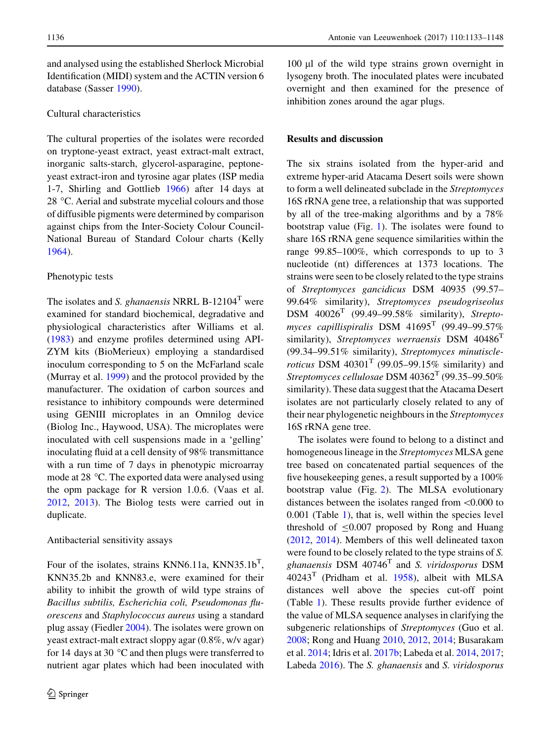and analysed using the established Sherlock Microbial Identification (MIDI) system and the ACTIN version 6 database (Sasser 1990).

### Cultural characteristics

The cultural properties of the isolates were recorded on tryptone-yeast extract, yeast extract-malt extract, inorganic salts-starch, glycerol-asparagine, peptone-yeast extract-iron and tyrosine agar plates (ISP media 1-7, Shirling and Gottlieb 1966) after 14 days at 28 °C. Aerial and substrate mycelial colours and those of diffusible pigments were determined by comparison against chips from the Inter-Society Colour Council-National Bureau of Standard Colour charts (Kelly 1964).

### Phenotypic tests

The isolates and *S. ghanaensis* NRRL B-12104$^T$ were examined for standard biochemical, degradative and physiological characteristics after Williams et al. (1983) and enzyme profiles determined using API-ZYM kits (BioMerieux) employing a standardised inoculum corresponding to 5 on the McFarland scale (Murray et al. 1999) and the protocol provided by the manufacturer. The oxidation of carbon sources and resistance to inhibitory compounds were determined using GENIII microplates in an Omnilog device (Biolog Inc., Haywood, USA). The microplates were inoculated with cell suspensions made in a 'gelling' inoculating fluid at a cell density of 98% transmittance with a run time of 7 days in phenotypic microarray mode at 28 °C. The exported data were analysed using the opm package for R version 1.0.6. (Vaas et al. 2012, 2013). The Biolog tests were carried out in duplicate.

### Antibacterial sensitivity assays

Four of the isolates, strains KNN6.11a, KNN35.1b$^T$, KNN35.2b and KNN83.e, were examined for their ability to inhibit the growth of wild type strains of *Bacillus subtilis, Escherichia coli, Pseudomonas fluorescens* and *Staphylococcus aureus* using a standard plug assay (Fiedler 2004). The isolates were grown on yeast extract-malt extract sloppy agar (0.8%, w/v agar) for 14 days at 30 °C and then plugs were transferred to nutrient agar plates which had been inoculated with 100 µl of the wild type strains grown overnight in lysogeny broth. The inoculated plates were incubated overnight and then examined for the presence of inhibition zones around the agar plugs.

## Results and discussion

The six strains isolated from the hyper-arid and extreme hyper-arid Atacama Desert soils were shown to form a well delineated subclade in the *Streptomyces* 16S rRNA gene tree, a relationship that was supported by all of the tree-making algorithms and by a 78% bootstrap value (Fig. 1). The isolates were found to share 16S rRNA gene sequence similarities within the range 99.85–100%, which corresponds to up to 3 nucleotide (nt) differences at 1373 locations. The strains were seen to be closely related to the type strains of *Streptomyces gancidicus* DSM 40935 (99.57–99.64% similarity), *Streptomyces pseudogriseolus* DSM 40026$^T$ (99.49–99.58% similarity), *Streptomyces capillispiralis* DSM 41695$^T$ (99.49–99.57% similarity), *Streptomyces werraensis* DSM 40486$^T$ (99.34–99.51% similarity), *Streptomyces minutiscleroticus* DSM 40301$^T$ (99.05–99.15% similarity) and *Streptomyces cellulosae* DSM 40362$^T$ (99.35–99.50% similarity). These data suggest that the Atacama Desert isolates are not particularly closely related to any of their near phylogenetic neighbours in the *Streptomyces* 16S rRNA gene tree.

The isolates were found to belong to a distinct and homogeneous lineage in the *Streptomyces* MLSA gene tree based on concatenated partial sequences of the five housekeeping genes, a result supported by a 100% bootstrap value (Fig. 2). The MLSA evolutionary distances between the isolates ranged from <0.000 to 0.001 (Table 1), that is, well within the species level threshold of ≤0.007 proposed by Rong and Huang (2012, 2014). Members of this well delineated taxon were found to be closely related to the type strains of *S. ghanaensis* DSM 40746$^T$ and *S. viridosporus* DSM 40243$^T$ (Pridham et al. 1958), albeit with MLSA distances well above the species cut-off point (Table 1). These results provide further evidence of the value of MLSA sequence analyses in clarifying the subgeneric relationships of *Streptomyces* (Guo et al. 2008; Rong and Huang 2010, 2012, 2014; Busarakam et al. 2014; Idris et al. 2017b; Labeda et al. 2014, 2017; Labeda 2016). The *S. ghanaensis* and *S. viridosporus*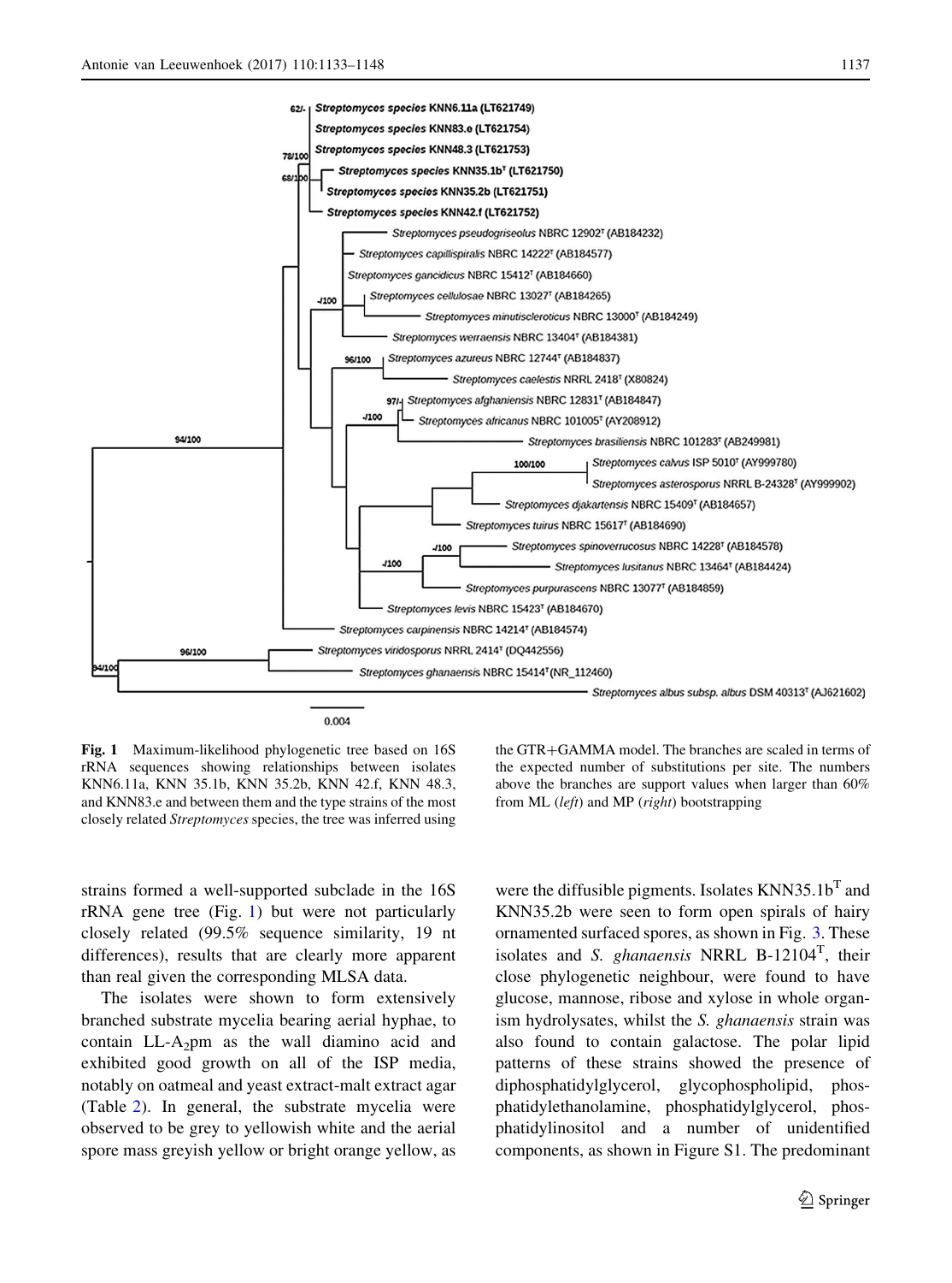**Fig. 1** Maximum-likelihood phylogenetic tree based on 16S rRNA sequences showing relationships between isolates KNN6.11a, KNN 35.1b, KNN 35.2b, KNN 42.f, KNN 48.3, and KNN83.e and between them and the type strains of the most closely related *Streptomyces* species, the tree was inferred using the GTR+GAMMA model. The branches are scaled in terms of the expected number of substitutions per site. The numbers above the branches are support values when larger than 60% from ML (*left*) and MP (*right*) bootstrapping

strains formed a well-supported subclade in the 16S rRNA gene tree (Fig. 1) but were not particularly closely related (99.5% sequence similarity, 19 nt differences), results that are clearly more apparent than real given the corresponding MLSA data.

The isolates were shown to form extensively branched substrate mycelia bearing aerial hyphae, to contain LL-$A_2$pm as the wall diamino acid and exhibited good growth on all of the ISP media, notably on oatmeal and yeast extract-malt extract agar (Table 2). In general, the substrate mycelia were observed to be grey to yellowish white and the aerial spore mass greyish yellow or bright orange yellow, as were the diffusible pigments. Isolates KNN35.1b$^T$ and KNN35.2b were seen to form open spirals of hairy ornamented surfaced spores, as shown in Fig. 3. These isolates and *S. ghanaensis* NRRL B-12104$^T$, their close phylogenetic neighbour, were found to have glucose, mannose, ribose and xylose in whole organism hydrolysates, whilst the *S. ghanaensis* strain was also found to contain galactose. The polar lipid patterns of these strains showed the presence of diphosphatidylglycerol, glycophospholipid, phosphatidylethanolamine, phosphatidylglycerol, phosphatidylinositol and a number of unidentified components, as shown in Figure S1. The predominant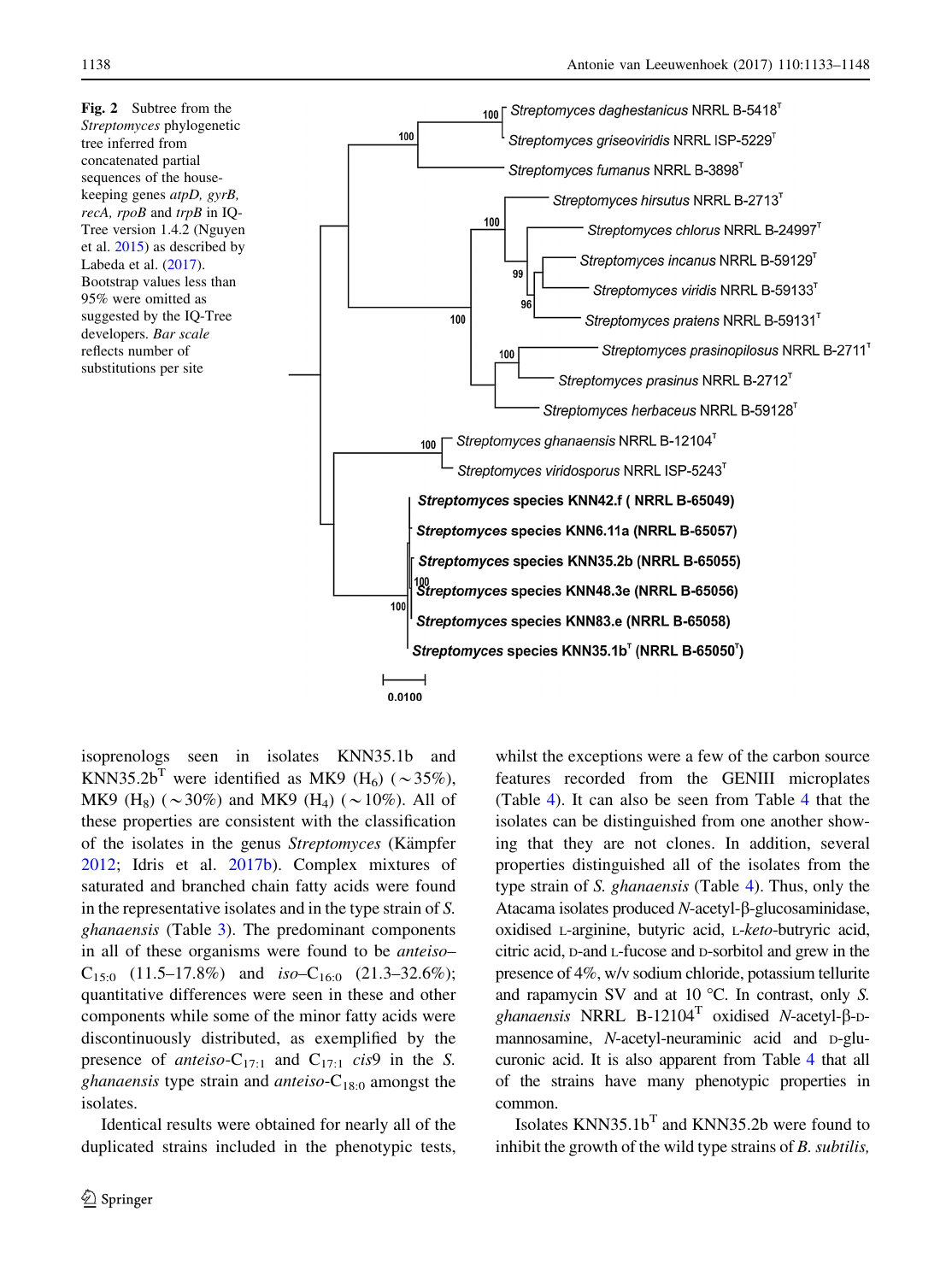Fig. 2 Subtree from the *Streptomyces* phylogenetic tree inferred from concatenated partial sequences of the house-keeping genes *atpD, gyrB, recA, rpoB* and *trpB* in IQ-Tree version 1.4.2 (Nguyen et al. 2015) as described by Labeda et al. (2017). Bootstrap values less than 95% were omitted as suggested by the IQ-Tree developers. *Bar scale* reflects number of substitutions per site

isoprenologs seen in isolates KNN35.1b and KNN35.2b$^{T}$ were identified as MK9 ($H_6$) (~35%), MK9 ($H_8$) (~30%) and MK9 ($H_4$) (~10%). All of these properties are consistent with the classification of the isolates in the genus *Streptomyces* (Kämpfer 2012; Idris et al. 2017b). Complex mixtures of saturated and branched chain fatty acids were found in the representative isolates and in the type strain of *S. ghanaensis* (Table 3). The predominant components in all of these organisms were found to be *anteiso*–$C_{15:0}$ (11.5–17.8%) and *iso*–$C_{16:0}$ (21.3–32.6%); quantitative differences were seen in these and other components while some of the minor fatty acids were discontinuously distributed, as exemplified by the presence of *anteiso*-$C_{17:1}$ and $C_{17:1}$ *cis*9 in the *S. ghanaensis* type strain and *anteiso*-$C_{18:0}$ amongst the isolates.

Identical results were obtained for nearly all of the duplicated strains included in the phenotypic tests, whilst the exceptions were a few of the carbon source features recorded from the GENIII microplates (Table 4). It can also be seen from Table 4 that the isolates can be distinguished from one another showing that they are not clones. In addition, several properties distinguished all of the isolates from the type strain of *S. ghanaensis* (Table 4). Thus, only the Atacama isolates produced *N*-acetyl-β-glucosaminidase, oxidised L-arginine, butyric acid, L-*keto*-butyric acid, citric acid, D-and L-fucose and D-sorbitol and grew in the presence of 4%, w/v sodium chloride, potassium tellurite and rapamycin SV and at 10 °C. In contrast, only *S. ghanaensis* NRRL B-12104$^{T}$ oxidised *N*-acetyl-β-D-mannosamine, *N*-acetyl-neuraminic acid and D-glucuronic acid. It is also apparent from Table 4 that all of the strains have many phenotypic properties in common.

Isolates KNN35.1b$^{T}$ and KNN35.2b were found to inhibit the growth of the wild type strains of *B. subtilis,*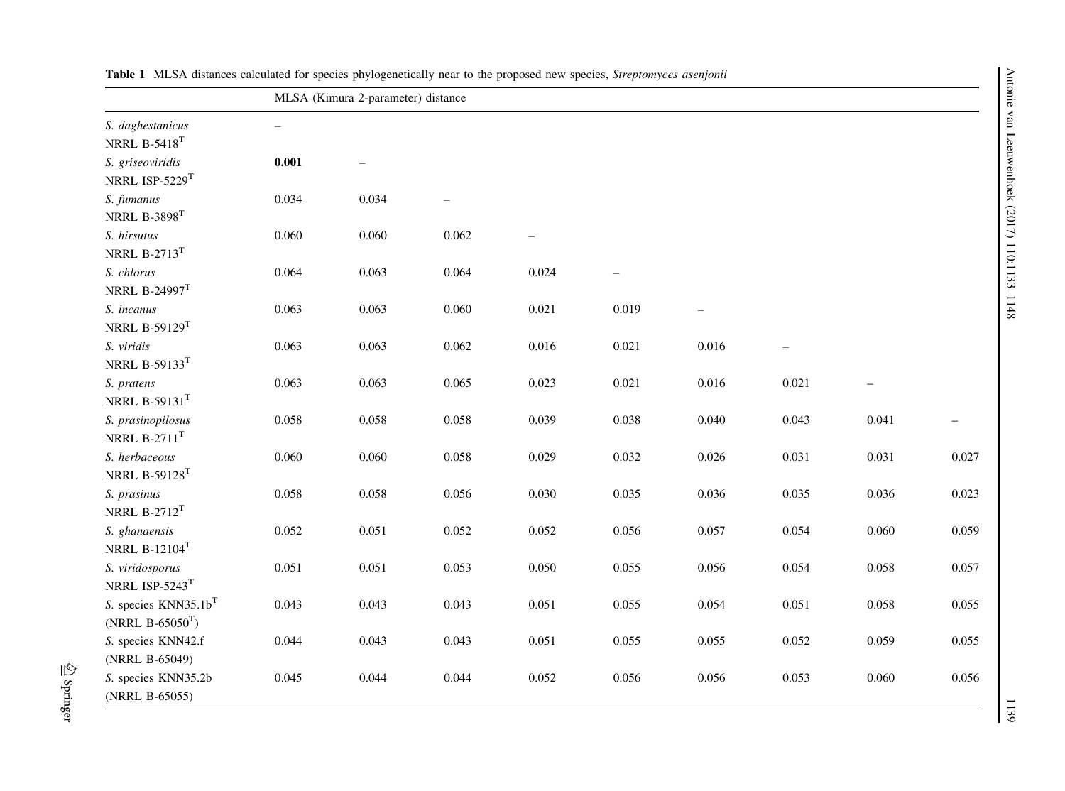**Table 1** MLSA distances calculated for species phylogenetically near to the proposed new species, *Streptomyces asenjonii*

| | MLSA (Kimura 2-parameter) distance | | | | | | | | |
|---|---|---|---|---|---|---|---|---|---|
| *S. daghestanicus* NRRL B-5418$^T$ | – | | | | | | | | |
| *S. griseoviridis* NRRL ISP-5229$^T$ | **0.001** | – | | | | | | | |
| *S. fumanus* NRRL B-3898$^T$ | 0.034 | 0.034 | – | | | | | | |
| *S. hirsutus* NRRL B-2713$^T$ | 0.060 | 0.060 | 0.062 | – | | | | | |
| *S. chlorus* NRRL B-24997$^T$ | 0.064 | 0.063 | 0.064 | 0.024 | – | | | | |
| *S. incanus* NRRL B-59129$^T$ | 0.063 | 0.063 | 0.060 | 0.021 | 0.019 | – | | | |
| *S. viridis* NRRL B-59133$^T$ | 0.063 | 0.063 | 0.062 | 0.016 | 0.021 | 0.016 | – | | |
| *S. pratens* NRRL B-59131$^T$ | 0.063 | 0.063 | 0.065 | 0.023 | 0.021 | 0.016 | 0.021 | – | |
| *S. prasinopilosus* NRRL B-2711$^T$ | 0.058 | 0.058 | 0.058 | 0.039 | 0.038 | 0.040 | 0.043 | 0.041 | – |
| *S. herbaceous* NRRL B-59128$^T$ | 0.060 | 0.060 | 0.058 | 0.029 | 0.032 | 0.026 | 0.031 | 0.031 | 0.027 |
| *S. prasinus* NRRL B-2712$^T$ | 0.058 | 0.058 | 0.056 | 0.030 | 0.035 | 0.036 | 0.035 | 0.036 | 0.023 |
| *S. ghanaensis* NRRL B-12104$^T$ | 0.052 | 0.051 | 0.052 | 0.052 | 0.056 | 0.057 | 0.054 | 0.060 | 0.059 |
| *S. viridosporus* NRRL ISP-5243$^T$ | 0.051 | 0.051 | 0.053 | 0.050 | 0.055 | 0.056 | 0.054 | 0.058 | 0.057 |
| *S.* species KNN35.1b$^T$ (NRRL B-65050$^T$) | 0.043 | 0.043 | 0.043 | 0.051 | 0.055 | 0.054 | 0.051 | 0.058 | 0.055 |
| *S.* species KNN42.f (NRRL B-65049) | 0.044 | 0.043 | 0.043 | 0.051 | 0.055 | 0.055 | 0.052 | 0.059 | 0.055 |
| *S.* species KNN35.2b (NRRL B-65055) | 0.045 | 0.044 | 0.044 | 0.052 | 0.056 | 0.056 | 0.053 | 0.060 | 0.056 |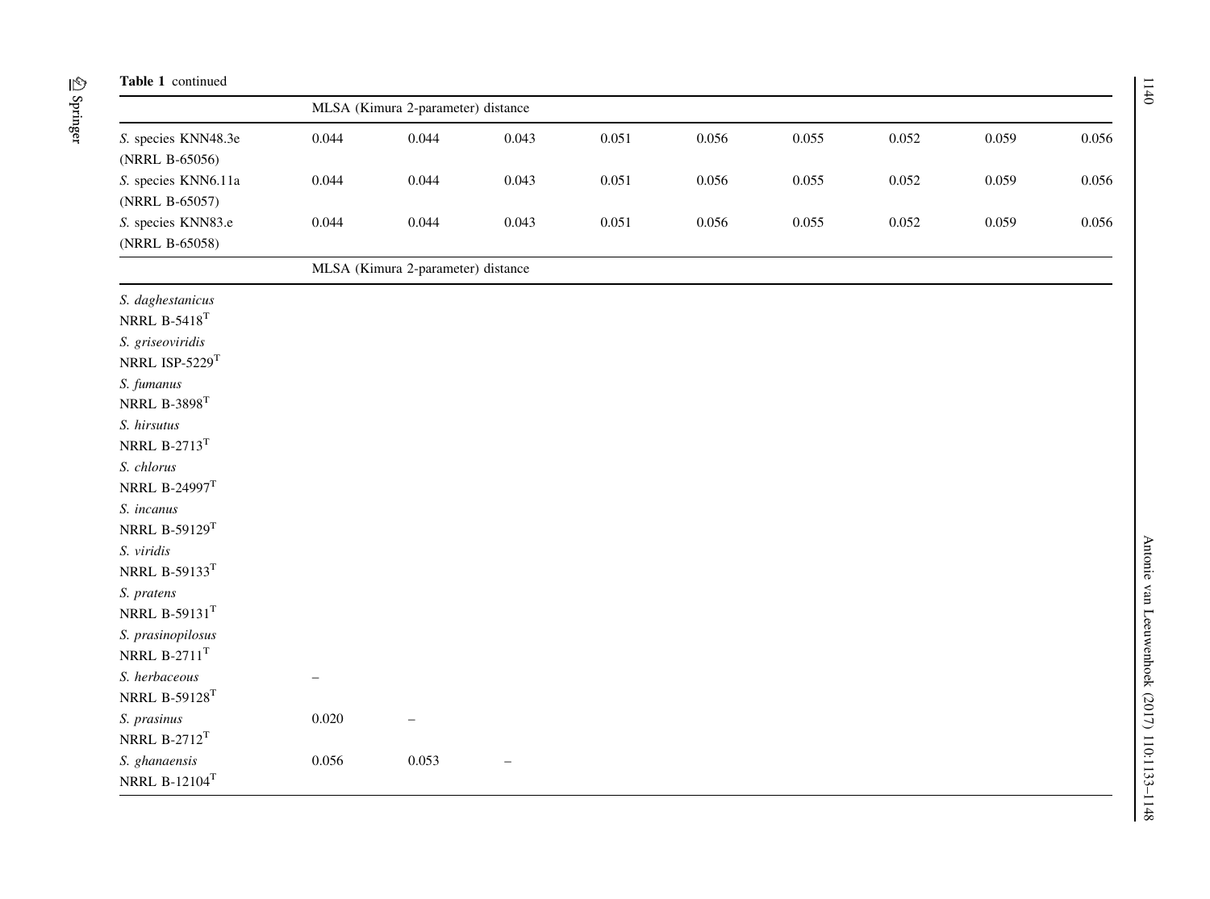**Table 1** continued

| | MLSA (Kimura 2-parameter) distance | | | | | | | | |
|---|---|---|---|---|---|---|---|---|---|
| *S.* species KNN48.3e (NRRL B-65056) | 0.044 | 0.044 | 0.043 | 0.051 | 0.056 | 0.055 | 0.052 | 0.059 | 0.056 |
| *S.* species KNN6.11a (NRRL B-65057) | 0.044 | 0.044 | 0.043 | 0.051 | 0.056 | 0.055 | 0.052 | 0.059 | 0.056 |
| *S.* species KNN83.e (NRRL B-65058) | 0.044 | 0.044 | 0.043 | 0.051 | 0.056 | 0.055 | 0.052 | 0.059 | 0.056 |

| | MLSA (Kimura 2-parameter) distance | | |
|---|---|---|---|
| *S. daghestanicus* NRRL B-5418$^T$ | | | |
| *S. griseoviridis* NRRL ISP-5229$^T$ | | | |
| *S. fumanus* NRRL B-3898$^T$ | | | |
| *S. hirsutus* NRRL B-2713$^T$ | | | |
| *S. chlorus* NRRL B-24997$^T$ | | | |
| *S. incanus* NRRL B-59129$^T$ | | | |
| *S. viridis* NRRL B-59133$^T$ | | | |
| *S. pratens* NRRL B-59131$^T$ | | | |
| *S. prasinopilosus* NRRL B-2711$^T$ | | | |
| *S. herbaceous* NRRL B-59128$^T$ | – | | |
| *S. prasinus* NRRL B-2712$^T$ | 0.020 | – | |
| *S. ghanaensis* NRRL B-12104$^T$ | 0.056 | 0.053 | – |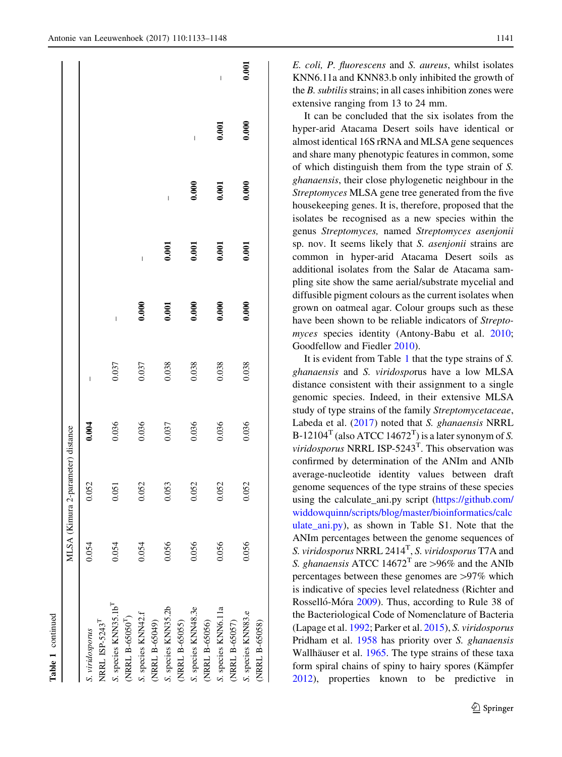**Table 1** continued

| | MLSA (Kimura 2-parameter) distance | | | | | | | | |
|---|---|---|---|---|---|---|---|---|---|
| *S. viridosporus* NRRL ISP-5243$^T$ | 0.054 | 0.052 | **0.004** | – | | | | | |
| *S.* species KNN35.1b$^T$ (NRRL B-65050$^T$) | 0.054 | 0.051 | 0.036 | 0.037 | – | | | | |
| *S.* species KNN42.f (NRRL B-65049) | 0.054 | 0.052 | 0.036 | 0.037 | **0.000** | – | | | |
| *S.* species KNN35.2b (NRRL B-65055) | 0.056 | 0.053 | 0.037 | 0.038 | **0.001** | **0.001** | – | | |
| *S.* species KNN48.3e (NRRL B-65056) | 0.056 | 0.052 | 0.036 | 0.038 | **0.000** | **0.001** | **0.000** | – | |
| *S.* species KNN6.11a (NRRL B-65057) | 0.056 | 0.052 | 0.036 | 0.038 | **0.000** | **0.001** | **0.001** | **0.001** | – |
| *S.* species KNN83.e (NRRL B-65058) | 0.056 | 0.052 | 0.036 | 0.038 | **0.000** | **0.001** | **0.000** | **0.000** | **0.001** |

*E. coli, P. fluorescens* and *S. aureus*, whilst isolates KNN6.11a and KNN83.b only inhibited the growth of the *B. subtilis* strains; in all cases inhibition zones were extensive ranging from 13 to 24 mm.

It can be concluded that the six isolates from the hyper-arid Atacama Desert soils have identical or almost identical 16S rRNA and MLSA gene sequences and share many phenotypic features in common, some of which distinguish them from the type strain of *S. ghanaensis*, their close phylogenetic neighbour in the *Streptomyces* MLSA gene tree generated from the five housekeeping genes. It is, therefore, proposed that the isolates be recognised as a new species within the genus *Streptomyces,* named *Streptomyces asenjonii* sp. nov. It seems likely that *S. asenjonii* strains are common in hyper-arid Atacama Desert soils as additional isolates from the Salar de Atacama sampling site show the same aerial/substrate mycelial and diffusible pigment colours as the current isolates when grown on oatmeal agar. Colour groups such as these have been shown to be reliable indicators of *Streptomyces* species identity (Antony-Babu et al. 2010; Goodfellow and Fiedler 2010).

It is evident from Table 1 that the type strains of *S. ghanaensis* and *S. viridosporus* have a low MLSA distance consistent with their assignment to a single genomic species. Indeed, in their extensive MLSA study of type strains of the family *Streptomycetaceae*, Labeda et al. (2017) noted that *S. ghanaensis* NRRL B-12104$^T$ (also ATCC 14672$^T$) is a later synonym of *S. viridosporus* NRRL ISP-5243$^T$. This observation was confirmed by determination of the ANIm and ANIb average-nucleotide identity values between draft genome sequences of the type strains of these species using the calculate_ani.py script (https://github.com/widdowquinn/scripts/blog/master/bioinformatics/calculate_ani.py), as shown in Table S1. Note that the ANIm percentages between the genome sequences of *S. viridosporus* NRRL 2414$^T$, *S. viridosporus* T7A and *S. ghanaensis* ATCC 14672$^T$ are >96% and the ANIb percentages between these genomes are >97% which is indicative of species level relatedness (Richter and Rosselló-Móra 2009). Thus, according to Rule 38 of the Bacteriological Code of Nomenclature of Bacteria (Lapage et al. 1992; Parker et al. 2015), *S. viridosporus* Pridham et al. 1958 has priority over *S. ghanaensis* Wallhäuser et al. 1965. The type strains of these taxa form spiral chains of spiny to hairy spores (Kämpfer 2012), properties known to be predictive in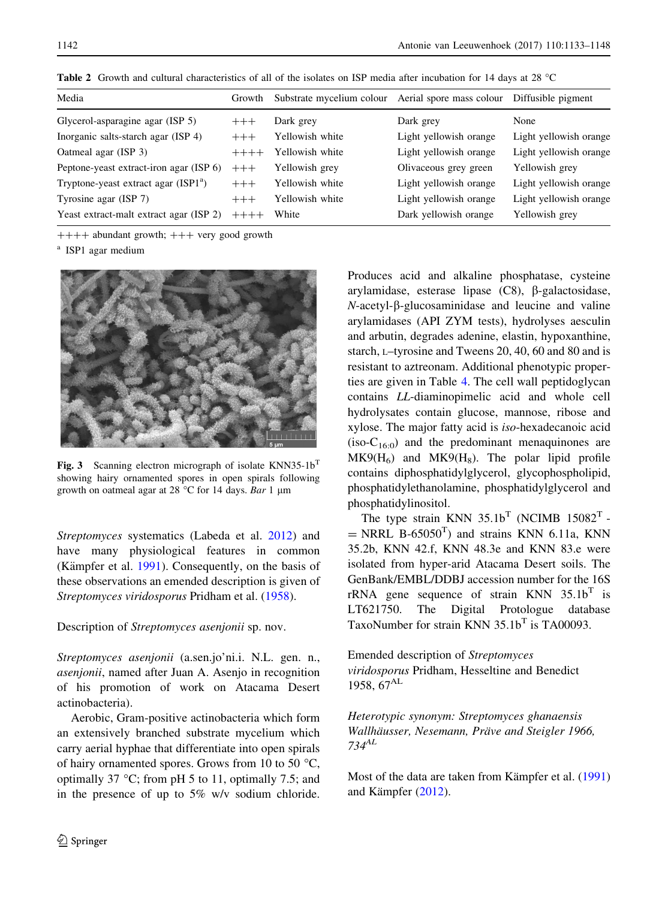**Table 2** Growth and cultural characteristics of all of the isolates on ISP media after incubation for 14 days at 28 °C

| Media | Growth | Substrate mycelium colour | Aerial spore mass colour | Diffusible pigment |
|---|---|---|---|---|
| Glycerol-asparagine agar (ISP 5) | +++ | Dark grey | Dark grey | None |
| Inorganic salts-starch agar (ISP 4) | +++ | Yellowish white | Light yellowish orange | Light yellowish orange |
| Oatmeal agar (ISP 3) | ++++ | Yellowish white | Light yellowish orange | Light yellowish orange |
| Peptone-yeast extract-iron agar (ISP 6) | +++ | Yellowish grey | Olivaceous grey green | Yellowish grey |
| Tryptone-yeast extract agar (ISP1[a]) | +++ | Yellowish white | Light yellowish orange | Light yellowish orange |
| Tyrosine agar (ISP 7) | +++ | Yellowish white | Light yellowish orange | Light yellowish orange |
| Yeast extract-malt extract agar (ISP 2) | ++++ | White | Dark yellowish orange | Yellowish grey |

++++ abundant growth; +++ very good growth

[a] ISP1 agar medium

**Fig. 3** Scanning electron micrograph of isolate KNN35-1b[T] showing hairy ornamented spores in open spirals following growth on oatmeal agar at 28 °C for 14 days. *Bar* 1 μm

*Streptomyces* systematics (Labeda et al. 2012) and have many physiological features in common (Kämpfer et al. 1991). Consequently, on the basis of these observations an emended description is given of *Streptomyces viridosporus* Pridham et al. (1958).

Description of *Streptomyces asenjonii* sp. nov.

*Streptomyces asenjonii* (a.sen.jo'ni.i. N.L. gen. n., *asenjonii*, named after Juan A. Asenjo in recognition of his promotion of work on Atacama Desert actinobacteria).

Aerobic, Gram-positive actinobacteria which form an extensively branched substrate mycelium which carry aerial hyphae that differentiate into open spirals of hairy ornamented spores. Grows from 10 to 50 °C, optimally 37 °C; from pH 5 to 11, optimally 7.5; and in the presence of up to 5% w/v sodium chloride. Produces acid and alkaline phosphatase, cysteine arylamidase, esterase lipase (C8), β-galactosidase, *N*-acetyl-β-glucosaminidase and leucine and valine arylamidases (API ZYM tests), hydrolyses aesculin and arbutin, degrades adenine, elastin, hypoxanthine, starch, L–tyrosine and Tweens 20, 40, 60 and 80 and is resistant to aztreonam. Additional phenotypic properties are given in Table 4. The cell wall peptidoglycan contains *LL*-diaminopimelic acid and whole cell hydrolysates contain glucose, mannose, ribose and xylose. The major fatty acid is *iso*-hexadecanoic acid (iso-$C_{16:0}$) and the predominant menaquinones are MK9($H_6$) and MK9($H_8$). The polar lipid profile contains diphosphatidylglycerol, glycophospholipid, phosphatidylethanolamine, phosphatidylglycerol and phosphatidylinositol.

The type strain KNN 35.1b[T] (NCIMB 15082[T] = NRRL B-65050[T]) and strains KNN 6.11a, KNN 35.2b, KNN 42.f, KNN 48.3e and KNN 83.e were isolated from hyper-arid Atacama Desert soils. The GenBank/EMBL/DDBJ accession number for the 16S rRNA gene sequence of strain KNN 35.1b[T] is LT621750. The Digital Protologue database TaxoNumber for strain KNN 35.1b[T] is TA00093.

Emended description of *Streptomyces viridosporus* Pridham, Hesseltine and Benedict 1958, 67[AL]

*Heterotypic synonym: Streptomyces ghanaensis Wallhäusser, Nesemann, Präve and Steigler 1966, 734[AL]*

Most of the data are taken from Kämpfer et al. (1991) and Kämpfer (2012).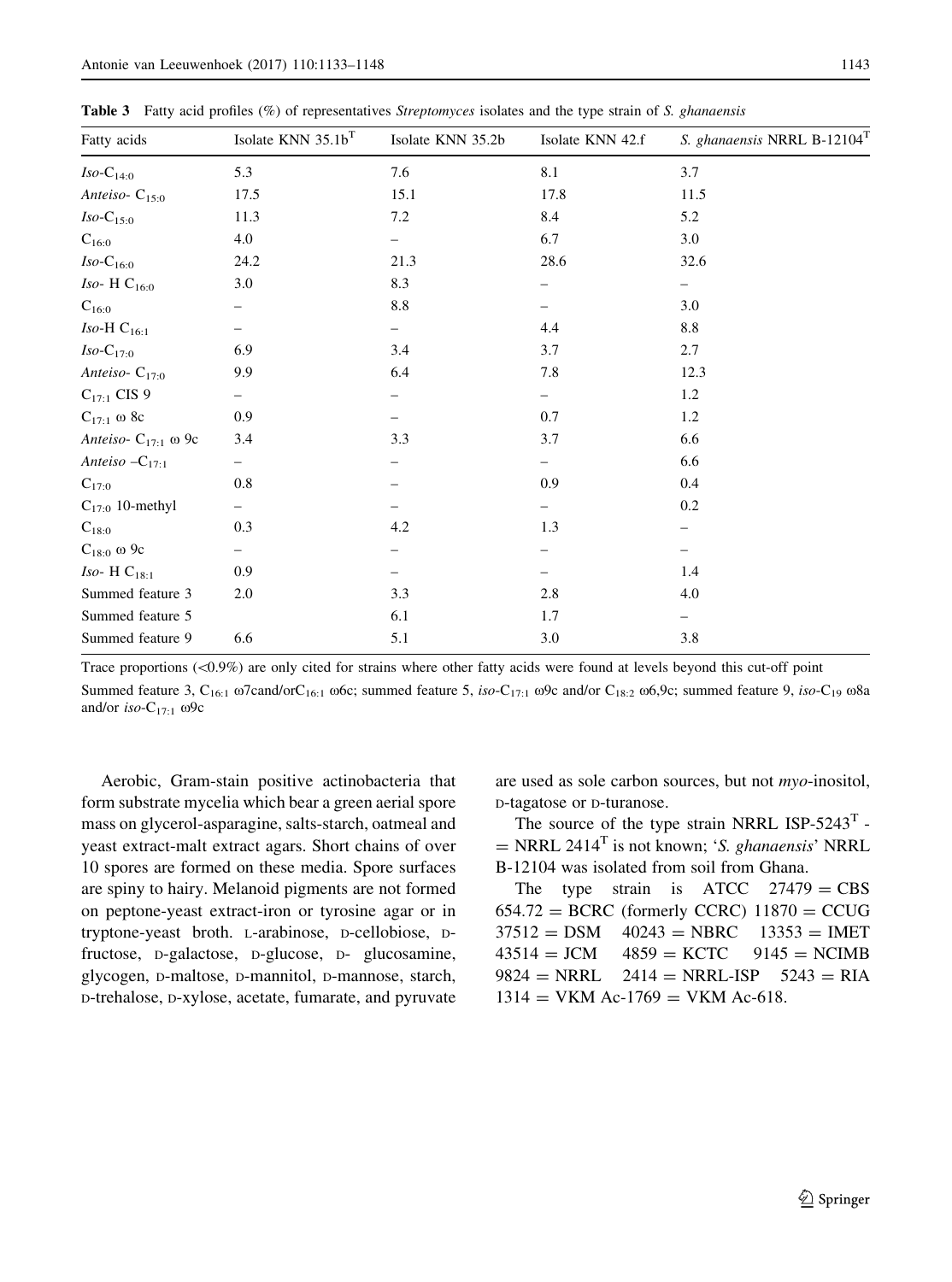**Table 3** Fatty acid profiles (%) of representatives *Streptomyces* isolates and the type strain of *S. ghanaensis*

| Fatty acids | Isolate KNN 35.1b$^T$ | Isolate KNN 35.2b | Isolate KNN 42.f | *S. ghanaensis* NRRL B-12104$^T$ |
|---|---|---|---|---|
| *Iso*-$C_{14:0}$ | 5.3 | 7.6 | 8.1 | 3.7 |
| *Anteiso*- $C_{15:0}$ | 17.5 | 15.1 | 17.8 | 11.5 |
| *Iso*-$C_{15:0}$ | 11.3 | 7.2 | 8.4 | 5.2 |
| $C_{16:0}$ | 4.0 | – | 6.7 | 3.0 |
| *Iso*-$C_{16:0}$ | 24.2 | 21.3 | 28.6 | 32.6 |
| *Iso*- H $C_{16:0}$ | 3.0 | 8.3 | – | – |
| $C_{16:0}$ | – | 8.8 | – | 3.0 |
| *Iso*-H $C_{16:1}$ | – | – | 4.4 | 8.8 |
| *Iso*-$C_{17:0}$ | 6.9 | 3.4 | 3.7 | 2.7 |
| *Anteiso*- $C_{17:0}$ | 9.9 | 6.4 | 7.8 | 12.3 |
| $C_{17:1}$ CIS 9 | – | – | – | 1.2 |
| $C_{17:1}$ ω 8c | 0.9 | – | 0.7 | 1.2 |
| *Anteiso*- $C_{17:1}$ ω 9c | 3.4 | 3.3 | 3.7 | 6.6 |
| *Anteiso* –$C_{17:1}$ | – | – | – | 6.6 |
| $C_{17:0}$ | 0.8 | – | 0.9 | 0.4 |
| $C_{17:0}$ 10-methyl | – | – | – | 0.2 |
| $C_{18:0}$ | 0.3 | 4.2 | 1.3 | – |
| $C_{18:0}$ ω 9c | – | – | – | – |
| *Iso*- H $C_{18:1}$ | 0.9 | – | – | 1.4 |
| Summed feature 3 | 2.0 | 3.3 | 2.8 | 4.0 |
| Summed feature 5 | | 6.1 | 1.7 | – |
| Summed feature 9 | 6.6 | 5.1 | 3.0 | 3.8 |

Trace proportions (<0.9%) are only cited for strains where other fatty acids were found at levels beyond this cut-off point

Summed feature 3, $C_{16:1}$ ω7cand/or$C_{16:1}$ ω6c; summed feature 5, *iso*-$C_{17:1}$ ω9c and/or $C_{18:2}$ ω6,9c; summed feature 9, *iso*-$C_{19}$ ω8a and/or *iso*-$C_{17:1}$ ω9c

Aerobic, Gram-stain positive actinobacteria that form substrate mycelia which bear a green aerial spore mass on glycerol-asparagine, salts-starch, oatmeal and yeast extract-malt extract agars. Short chains of over 10 spores are formed on these media. Spore surfaces are spiny to hairy. Melanoid pigments are not formed on peptone-yeast extract-iron or tyrosine agar or in tryptone-yeast broth. L-arabinose, D-cellobiose, D-fructose, D-galactose, D-glucose, D- glucosamine, glycogen, D-maltose, D-mannitol, D-mannose, starch, D-trehalose, D-xylose, acetate, fumarate, and pyruvate are used as sole carbon sources, but not *myo*-inositol, D-tagatose or D-turanose.

The source of the type strain NRRL ISP-5243$^T$ - = NRRL 2414$^T$ is not known; '*S. ghanaensis*' NRRL B-12104 was isolated from soil from Ghana.

The type strain is ATCC 27479 = CBS 654.72 = BCRC (formerly CCRC) 11870 = CCUG 37512 = DSM 40243 = NBRC 13353 = IMET 43514 = JCM 4859 = KCTC 9145 = NCIMB 9824 = NRRL 2414 = NRRL-ISP 5243 = RIA 1314 = VKM Ac-1769 = VKM Ac-618.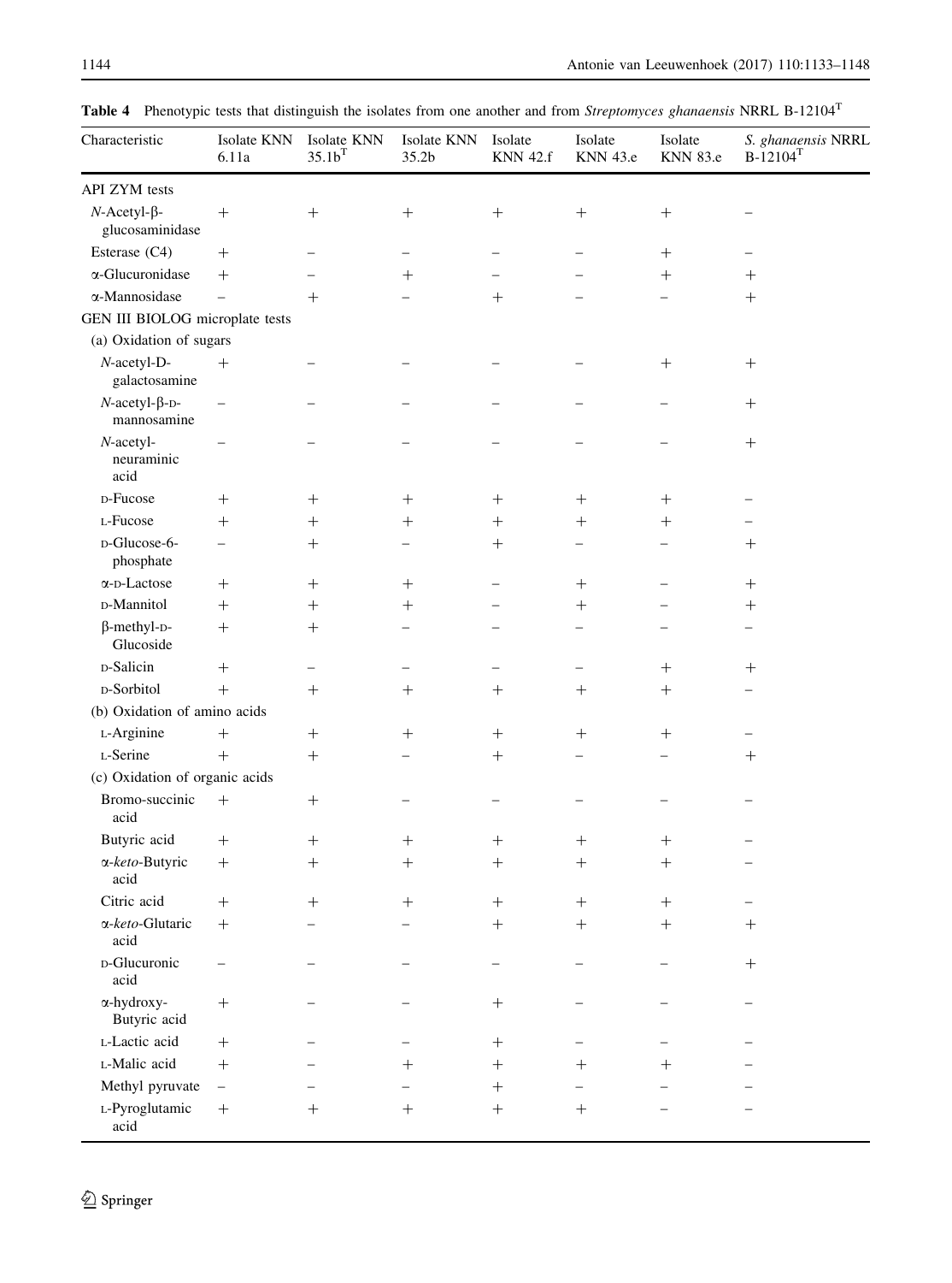**Table 4** Phenotypic tests that distinguish the isolates from one another and from *Streptomyces ghanaensis* NRRL B-12104$^T$

| Characteristic | Isolate KNN 6.11a | Isolate KNN 35.1b$^T$ | Isolate KNN 35.2b | Isolate KNN 42.f | Isolate KNN 43.e | Isolate KNN 83.e | *S. ghanaensis* NRRL B-12104$^T$ |
|---|---|---|---|---|---|---|---|
| API ZYM tests | | | | | | | |
| *N*-Acetyl-β-glucosaminidase | + | + | + | + | + | + | − |
| Esterase (C4) | + | − | − | − | − | + | − |
| α-Glucuronidase | + | − | + | − | − | + | + |
| α-Mannosidase | − | + | − | + | − | − | + |
| GEN III BIOLOG microplate tests | | | | | | | |
| (a) Oxidation of sugars | | | | | | | |
| *N*-acetyl-D-galactosamine | + | − | − | − | − | + | + |
| *N*-acetyl-β-D-mannosamine | − | − | − | − | − | − | + |
| *N*-acetyl-neuraminic acid | − | − | − | − | − | − | + |
| D-Fucose | + | + | + | + | + | + | − |
| L-Fucose | + | + | + | + | + | + | − |
| D-Glucose-6-phosphate | − | + | − | + | − | − | + |
| α-D-Lactose | + | + | + | − | + | − | + |
| D-Mannitol | + | + | + | − | + | − | + |
| β-methyl-D-Glucoside | + | + | − | − | − | − | − |
| D-Salicin | + | − | − | − | − | + | + |
| D-Sorbitol | + | + | + | + | + | + | − |
| (b) Oxidation of amino acids | | | | | | | |
| L-Arginine | + | + | + | + | + | + | − |
| L-Serine | + | + | − | + | − | − | + |
| (c) Oxidation of organic acids | | | | | | | |
| Bromo-succinic acid | + | + | − | − | − | − | − |
| Butyric acid | + | + | + | + | + | + | − |
| α-*keto*-Butyric acid | + | + | + | + | + | + | − |
| Citric acid | + | + | + | + | + | + | − |
| α-*keto*-Glutaric acid | + | − | − | + | + | + | + |
| D-Glucuronic acid | − | − | − | − | − | − | + |
| α-hydroxy-Butyric acid | + | − | − | + | − | − | − |
| L-Lactic acid | + | − | − | + | − | − | − |
| L-Malic acid | + | − | + | + | + | + | − |
| Methyl pyruvate | − | − | − | + | − | − | − |
| L-Pyroglutamic acid | + | + | + | + | + | − | − |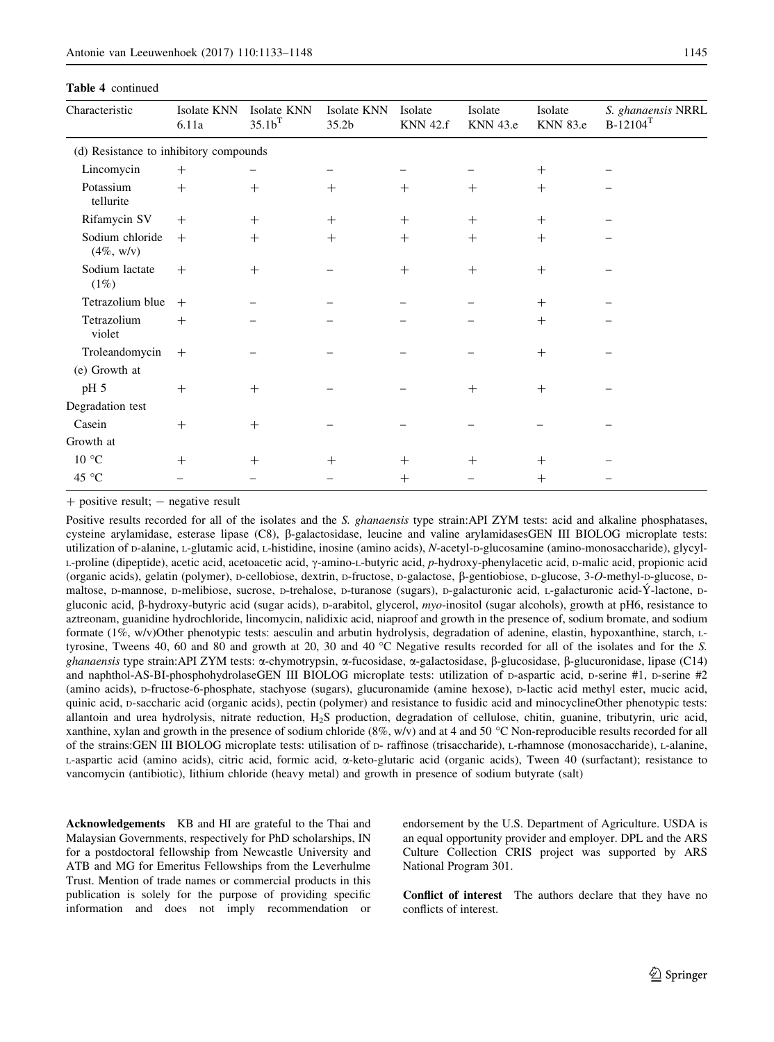**Table 4** continued

| Characteristic | Isolate KNN 6.11a | Isolate KNN 35.1b$^T$ | Isolate KNN 35.2b | Isolate KNN 42.f | Isolate KNN 43.e | Isolate KNN 83.e | *S. ghanaensis* NRRL B-12104$^T$ |
|---|---|---|---|---|---|---|---|
| (d) Resistance to inhibitory compounds | | | | | | | |
| Lincomycin | + | − | − | − | − | + | − |
| Potassium tellurite | + | + | + | + | + | + | − |
| Rifamycin SV | + | + | + | + | + | + | − |
| Sodium chloride (4%, w/v) | + | + | + | + | + | + | − |
| Sodium lactate (1%) | + | + | − | + | + | + | − |
| Tetrazolium blue | + | − | − | − | − | + | − |
| Tetrazolium violet | + | − | − | − | − | + | − |
| Troleandomycin | + | − | − | − | − | + | − |
| (e) Growth at | | | | | | | |
| pH 5 | + | + | − | − | + | + | − |
| Degradation test | | | | | | | |
| Casein | + | + | − | − | − | − | − |
| Growth at | | | | | | | |
| 10 °C | + | + | + | + | + | + | − |
| 45 °C | − | − | − | + | − | + | − |

+ positive result; − negative result

Positive results recorded for all of the isolates and the *S. ghanaensis* type strain:API ZYM tests: acid and alkaline phosphatases, cysteine arylamidase, esterase lipase (C8), β-galactosidase, leucine and valine arylamidasesGEN III BIOLOG microplate tests: utilization of D-alanine, L-glutamic acid, L-histidine, inosine (amino acids), *N*-acetyl-D-glucosamine (amino-monosaccharide), glycyl-L-proline (dipeptide), acetic acid, acetoacetic acid, γ-amino-L-butyric acid, *p*-hydroxy-phenylacetic acid, D-malic acid, propionic acid (organic acids), gelatin (polymer), D-cellobiose, dextrin, D-fructose, D-galactose, β-gentiobiose, D-glucose, 3-*O*-methyl-D-glucose, D-maltose, D-mannose, D-melibiose, sucrose, D-trehalose, D-turanose (sugars), D-galacturonic acid, L-galacturonic acid-Ý-lactone, D-gluconic acid, β-hydroxy-butyric acid (sugar acids), D-arabitol, glycerol, *myo*-inositol (sugar alcohols), growth at pH6, resistance to aztreonam, guanidine hydrochloride, lincomycin, nalidixic acid, niaproof and growth in the presence of, sodium bromate, and sodium formate (1%, w/v)Other phenotypic tests: aesculin and arbutin hydrolysis, degradation of adenine, elastin, hypoxanthine, starch, L-tyrosine, Tweens 40, 60 and 80 and growth at 20, 30 and 40 °C Negative results recorded for all of the isolates and for the *S. ghanaensis* type strain:API ZYM tests: α-chymotrypsin, α-fucosidase, α-galactosidase, β-glucosidase, β-glucuronidase, lipase (C14) and naphthol-AS-BI-phosphohydrolaseGEN III BIOLOG microplate tests: utilization of D-aspartic acid, D-serine #1, D-serine #2 (amino acids), D-fructose-6-phosphate, stachyose (sugars), glucuronamide (amine hexose), D-lactic acid methyl ester, mucic acid, quinic acid, D-saccharic acid (organic acids), pectin (polymer) and resistance to fusidic acid and minocyclineOther phenotypic tests: allantoin and urea hydrolysis, nitrate reduction, $H_2S$ production, degradation of cellulose, chitin, guanine, tributyrin, uric acid, xanthine, xylan and growth in the presence of sodium chloride (8%, w/v) and at 4 and 50 °C Non-reproducible results recorded for all of the strains:GEN III BIOLOG microplate tests: utilisation of D- raffinose (trisaccharide), L-rhamnose (monosaccharide), L-alanine, L-aspartic acid (amino acids), citric acid, formic acid, α-keto-glutaric acid (organic acids), Tween 40 (surfactant); resistance to vancomycin (antibiotic), lithium chloride (heavy metal) and growth in presence of sodium butyrate (salt)

**Acknowledgements** KB and HI are grateful to the Thai and Malaysian Governments, respectively for PhD scholarships, IN for a postdoctoral fellowship from Newcastle University and ATB and MG for Emeritus Fellowships from the Leverhulme Trust. Mention of trade names or commercial products in this publication is solely for the purpose of providing specific information and does not imply recommendation or endorsement by the U.S. Department of Agriculture. USDA is an equal opportunity provider and employer. DPL and the ARS Culture Collection CRIS project was supported by ARS National Program 301.

**Conflict of interest** The authors declare that they have no conflicts of interest.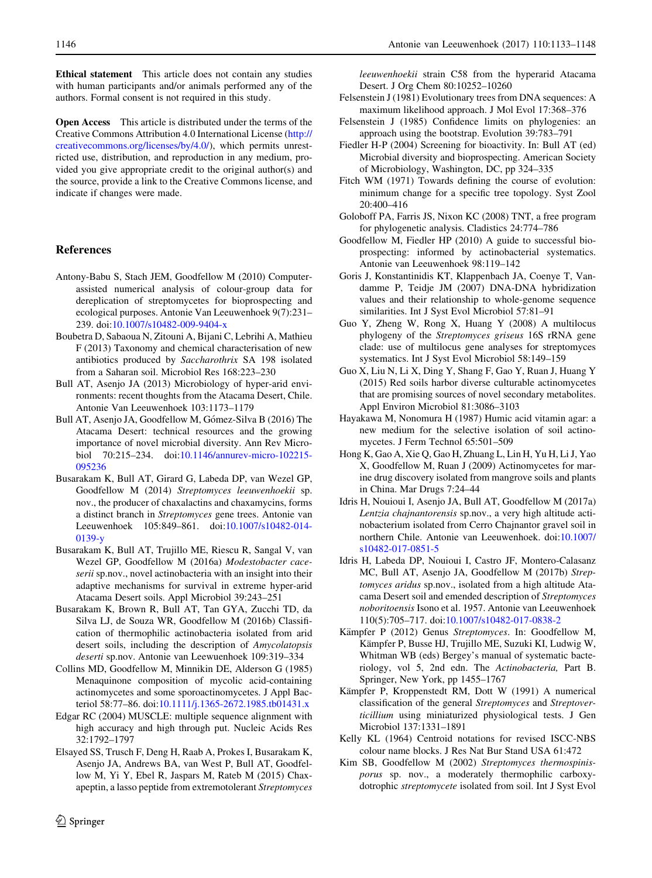**Ethical statement** This article does not contain any studies with human participants and/or animals performed any of the authors. Formal consent is not required in this study.

**Open Access** This article is distributed under the terms of the Creative Commons Attribution 4.0 International License (http://creativecommons.org/licenses/by/4.0/), which permits unrestricted use, distribution, and reproduction in any medium, provided you give appropriate credit to the original author(s) and the source, provide a link to the Creative Commons license, and indicate if changes were made.

## References

Antony-Babu S, Stach JEM, Goodfellow M (2010) Computer-assisted numerical analysis of colour-group data for dereplication of streptomycetes for bioprospecting and ecological purposes. Antonie Van Leeuwenhoek 9(7):231–239. doi:10.1007/s10482-009-9404-x

Boubetra D, Sabaoua N, Zitouni A, Bijani C, Lebrihi A, Mathieu F (2013) Taxonomy and chemical characterisation of new antibiotics produced by *Saccharothrix* SA 198 isolated from a Saharan soil. Microbiol Res 168:223–230

Bull AT, Asenjo JA (2013) Microbiology of hyper-arid environments: recent thoughts from the Atacama Desert, Chile. Antonie Van Leeuwenhoek 103:1173–1179

Bull AT, Asenjo JA, Goodfellow M, Gómez-Silva B (2016) The Atacama Desert: technical resources and the growing importance of novel microbial diversity. Ann Rev Microbiol 70:215–234. doi:10.1146/annurev-micro-102215-095236

Busarakam K, Bull AT, Girard G, Labeda DP, van Wezel GP, Goodfellow M (2014) *Streptomyces leeuwenhoekii* sp. nov., the producer of chaxalactins and chaxamycins, forms a distinct branch in *Streptomyces* gene trees. Antonie van Leeuwenhoek 105:849–861. doi:10.1007/s10482-014-0139-y

Busarakam K, Bull AT, Trujillo ME, Riescu R, Sangal V, van Wezel GP, Goodfellow M (2016a) *Modestobacter caceserii* sp.nov., novel actinobacteria with an insight into their adaptive mechanisms for survival in extreme hyper-arid Atacama Desert soils. Appl Microbiol 39:243–251

Busarakam K, Brown R, Bull AT, Tan GYA, Zucchi TD, da Silva LJ, de Souza WR, Goodfellow M (2016b) Classification of thermophilic actinobacteria isolated from arid desert soils, including the description of *Amycolatopsis deserti* sp.nov. Antonie van Leeuwenhoek 109:319–334

Collins MD, Goodfellow M, Minnikin DE, Alderson G (1985) Menaquinone composition of mycolic acid-containing actinomycetes and some sporoactinomycetes. J Appl Bacteriol 58:77–86. doi:10.1111/j.1365-2672.1985.tb01431.x

Edgar RC (2004) MUSCLE: multiple sequence alignment with high accuracy and high through put. Nucleic Acids Res 32:1792–1797

Elsayed SS, Trusch F, Deng H, Raab A, Prokes I, Busarakam K, Asenjo JA, Andrews BA, van West P, Bull AT, Goodfellow M, Yi Y, Ebel R, Jaspars M, Rateb M (2015) Chaxapeptin, a lasso peptide from extremotolerant *Streptomyces leeuwenhoekii* strain C58 from the hyperarid Atacama Desert. J Org Chem 80:10252–10260

Felsenstein J (1981) Evolutionary trees from DNA sequences: A maximum likelihood approach. J Mol Evol 17:368–376

Felsenstein J (1985) Confidence limits on phylogenies: an approach using the bootstrap. Evolution 39:783–791

Fiedler H-P (2004) Screening for bioactivity. In: Bull AT (ed) Microbial diversity and bioprospecting. American Society of Microbiology, Washington, DC, pp 324–335

Fitch WM (1971) Towards defining the course of evolution: minimum change for a specific tree topology. Syst Zool 20:400–416

Goloboff PA, Farris JS, Nixon KC (2008) TNT, a free program for phylogenetic analysis. Cladistics 24:774–786

Goodfellow M, Fiedler HP (2010) A guide to successful bioprospecting: informed by actinobacterial systematics. Antonie van Leeuwenhoek 98:119–142

Goris J, Konstantinidis KT, Klappenbach JA, Coenye T, Vandamme P, Teidje JM (2007) DNA-DNA hybridization values and their relationship to whole-genome sequence similarities. Int J Syst Evol Microbiol 57:81–91

Guo Y, Zheng W, Rong X, Huang Y (2008) A multilocus phylogeny of the *Streptomyces griseus* 16S rRNA gene clade: use of multilocus gene analyses for streptomyces systematics. Int J Syst Evol Microbiol 58:149–159

Guo X, Liu N, Li X, Ding Y, Shang F, Gao Y, Ruan J, Huang Y (2015) Red soils harbor diverse culturable actinomycetes that are promising sources of novel secondary metabolites. Appl Environ Microbiol 81:3086–3103

Hayakawa M, Nonomura H (1987) Humic acid vitamin agar: a new medium for the selective isolation of soil actinomycetes. J Ferm Technol 65:501–509

Hong K, Gao A, Xie Q, Gao H, Zhuang L, Lin H, Yu H, Li J, Yao X, Goodfellow M, Ruan J (2009) Actinomycetes for marine drug discovery isolated from mangrove soils and plants in China. Mar Drugs 7:24–44

Idris H, Nouioui I, Asenjo JA, Bull AT, Goodfellow M (2017a) *Lentzia chajnantorensis* sp.nov., a very high altitude actinobacterium isolated from Cerro Chajnantor gravel soil in northern Chile. Antonie van Leeuwenhoek. doi:10.1007/s10482-017-0851-5

Idris H, Labeda DP, Nouioui I, Castro JF, Montero-Calasanz MC, Bull AT, Asenjo JA, Goodfellow M (2017b) *Streptomyces aridus* sp.nov., isolated from a high altitude Atacama Desert soil and emended description of *Streptomyces noboritoensis* Isono et al. 1957. Antonie van Leeuwenhoek 110(5):705–717. doi:10.1007/s10482-017-0838-2

Kämpfer P (2012) Genus *Streptomyces*. In: Goodfellow M, Kämpfer P, Busse HJ, Trujillo ME, Suzuki KI, Ludwig W, Whitman WB (eds) Bergey's manual of systematic bacteriology, vol 5, 2nd edn. The *Actinobacteria,* Part B. Springer, New York, pp 1455–1767

Kämpfer P, Kroppenstedt RM, Dott W (1991) A numerical classification of the general *Streptomyces* and *Streptoverticillium* using miniaturized physiological tests. J Gen Microbiol 137:1331–1891

Kelly KL (1964) Centroid notations for revised ISCC-NBS colour name blocks. J Res Nat Bur Stand USA 61:472

Kim SB, Goodfellow M (2002) *Streptomyces thermospinisporus* sp. nov., a moderately thermophilic carboxydotrophic *streptomycete* isolated from soil. Int J Syst Evol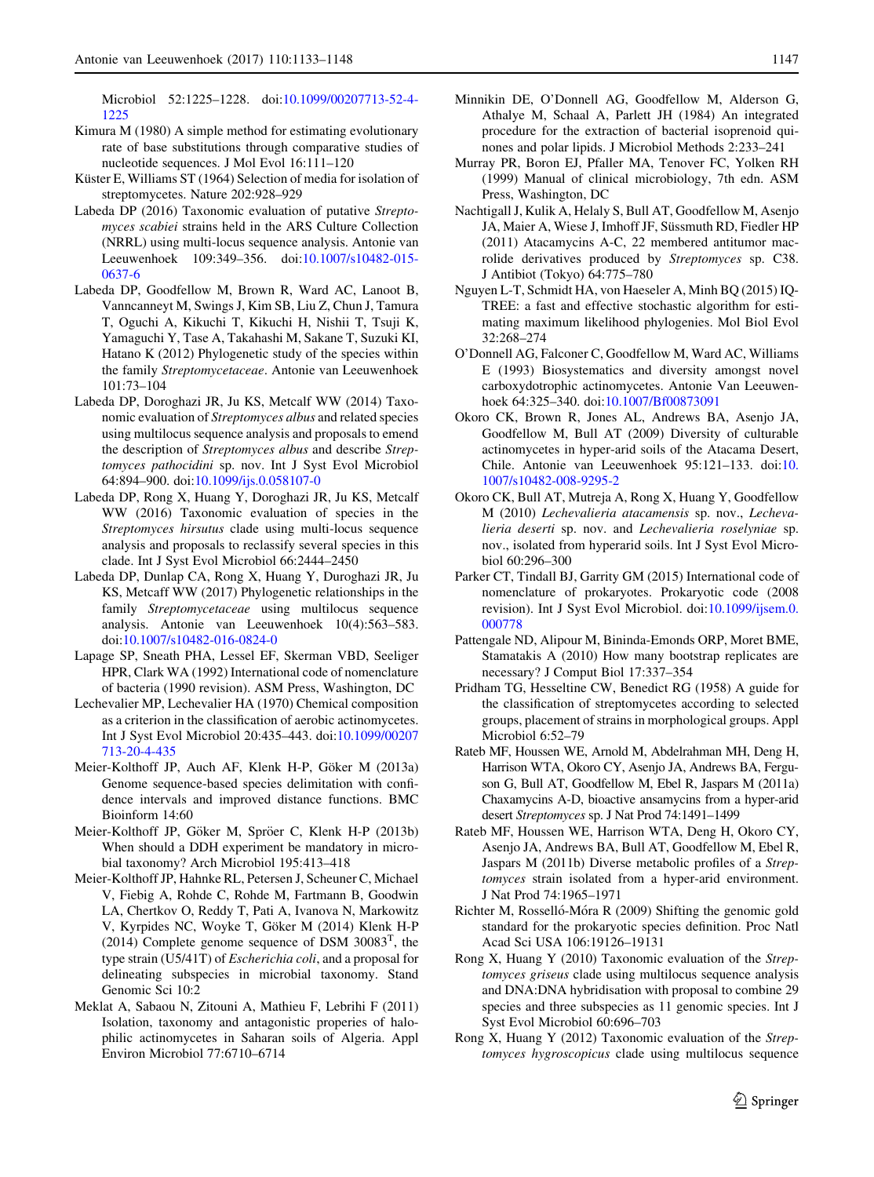Microbiol 52:1225–1228. doi:10.1099/00207713-52-4-1225

Kimura M (1980) A simple method for estimating evolutionary rate of base substitutions through comparative studies of nucleotide sequences. J Mol Evol 16:111–120

Küster E, Williams ST (1964) Selection of media for isolation of streptomycetes. Nature 202:928–929

Labeda DP (2016) Taxonomic evaluation of putative *Streptomyces scabiei* strains held in the ARS Culture Collection (NRRL) using multi-locus sequence analysis. Antonie van Leeuwenhoek 109:349–356. doi:10.1007/s10482-015-0637-6

Labeda DP, Goodfellow M, Brown R, Ward AC, Lanoot B, Vanncanneyt M, Swings J, Kim SB, Liu Z, Chun J, Tamura T, Oguchi A, Kikuchi T, Kikuchi H, Nishii T, Tsuji K, Yamaguchi Y, Tase A, Takahashi M, Sakane T, Suzuki KI, Hatano K (2012) Phylogenetic study of the species within the family *Streptomycetaceae*. Antonie van Leeuwenhoek 101:73–104

Labeda DP, Doroghazi JR, Ju KS, Metcalf WW (2014) Taxonomic evaluation of *Streptomyces albus* and related species using multilocus sequence analysis and proposals to emend the description of *Streptomyces albus* and describe *Streptomyces pathocidini* sp. nov. Int J Syst Evol Microbiol 64:894–900. doi:10.1099/ijs.0.058107-0

Labeda DP, Rong X, Huang Y, Doroghazi JR, Ju KS, Metcalf WW (2016) Taxonomic evaluation of species in the *Streptomyces hirsutus* clade using multi-locus sequence analysis and proposals to reclassify several species in this clade. Int J Syst Evol Microbiol 66:2444–2450

Labeda DP, Dunlap CA, Rong X, Huang Y, Duroghazi JR, Ju KS, Metcaff WW (2017) Phylogenetic relationships in the family *Streptomycetaceae* using multilocus sequence analysis. Antonie van Leeuwenhoek 10(4):563–583. doi:10.1007/s10482-016-0824-0

Lapage SP, Sneath PHA, Lessel EF, Skerman VBD, Seeliger HPR, Clark WA (1992) International code of nomenclature of bacteria (1990 revision). ASM Press, Washington, DC

Lechevalier MP, Lechevalier HA (1970) Chemical composition as a criterion in the classification of aerobic actinomycetes. Int J Syst Evol Microbiol 20:435–443. doi:10.1099/00207713-20-4-435

Meier-Kolthoff JP, Auch AF, Klenk H-P, Göker M (2013a) Genome sequence-based species delimitation with confidence intervals and improved distance functions. BMC Bioinform 14:60

Meier-Kolthoff JP, Göker M, Spröer C, Klenk H-P (2013b) When should a DDH experiment be mandatory in microbial taxonomy? Arch Microbiol 195:413–418

Meier-Kolthoff JP, Hahnke RL, Petersen J, Scheuner C, Michael V, Fiebig A, Rohde C, Rohde M, Fartmann B, Goodwin LA, Chertkov O, Reddy T, Pati A, Ivanova N, Markowitz V, Kyrpides NC, Woyke T, Göker M (2014) Klenk H-P (2014) Complete genome sequence of DSM 30083[T], the type strain (U5/41T) of *Escherichia coli*, and a proposal for delineating subspecies in microbial taxonomy. Stand Genomic Sci 10:2

Meklat A, Sabaou N, Zitouni A, Mathieu F, Lebrihi F (2011) Isolation, taxonomy and antagonistic properies of halophilic actinomycetes in Saharan soils of Algeria. Appl Environ Microbiol 77:6710–6714

Minnikin DE, O'Donnell AG, Goodfellow M, Alderson G, Athalye M, Schaal A, Parlett JH (1984) An integrated procedure for the extraction of bacterial isoprenoid quinones and polar lipids. J Microbiol Methods 2:233–241

Murray PR, Boron EJ, Pfaller MA, Tenover FC, Yolken RH (1999) Manual of clinical microbiology, 7th edn. ASM Press, Washington, DC

Nachtigall J, Kulik A, Helaly S, Bull AT, Goodfellow M, Asenjo JA, Maier A, Wiese J, Imhoff JF, Süssmuth RD, Fiedler HP (2011) Atacamycins A-C, 22 membered antitumor macrolide derivatives produced by *Streptomyces* sp. C38. J Antibiot (Tokyo) 64:775–780

Nguyen L-T, Schmidt HA, von Haeseler A, Minh BQ (2015) IQ-TREE: a fast and effective stochastic algorithm for estimating maximum likelihood phylogenies. Mol Biol Evol 32:268–274

O'Donnell AG, Falconer C, Goodfellow M, Ward AC, Williams E (1993) Biosystematics and diversity amongst novel carboxydotrophic actinomycetes. Antonie Van Leeuwenhoek 64:325–340. doi:10.1007/Bf00873091

Okoro CK, Brown R, Jones AL, Andrews BA, Asenjo JA, Goodfellow M, Bull AT (2009) Diversity of culturable actinomycetes in hyper-arid soils of the Atacama Desert, Chile. Antonie van Leeuwenhoek 95:121–133. doi:10.1007/s10482-008-9295-2

Okoro CK, Bull AT, Mutreja A, Rong X, Huang Y, Goodfellow M (2010) *Lechevalieria atacamensis* sp. nov., *Lechevalieria deserti* sp. nov. and *Lechevalieria roselyniae* sp. nov., isolated from hyperarid soils. Int J Syst Evol Microbiol 60:296–300

Parker CT, Tindall BJ, Garrity GM (2015) International code of nomenclature of prokaryotes. Prokaryotic code (2008 revision). Int J Syst Evol Microbiol. doi:10.1099/ijsem.0.000778

Pattengale ND, Alipour M, Bininda-Emonds ORP, Moret BME, Stamatakis A (2010) How many bootstrap replicates are necessary? J Comput Biol 17:337–354

Pridham TG, Hesseltine CW, Benedict RG (1958) A guide for the classification of streptomycetes according to selected groups, placement of strains in morphological groups. Appl Microbiol 6:52–79

Rateb MF, Houssen WE, Arnold M, Abdelrahman MH, Deng H, Harrison WTA, Okoro CY, Asenjo JA, Andrews BA, Ferguson G, Bull AT, Goodfellow M, Ebel R, Jaspars M (2011a) Chaxamycins A-D, bioactive ansamycins from a hyper-arid desert *Streptomyces* sp. J Nat Prod 74:1491–1499

Rateb MF, Houssen WE, Harrison WTA, Deng H, Okoro CY, Asenjo JA, Andrews BA, Bull AT, Goodfellow M, Ebel R, Jaspars M (2011b) Diverse metabolic profiles of a *Streptomyces* strain isolated from a hyper-arid environment. J Nat Prod 74:1965–1971

Richter M, Rosselló-Móra R (2009) Shifting the genomic gold standard for the prokaryotic species definition. Proc Natl Acad Sci USA 106:19126–19131

Rong X, Huang Y (2010) Taxonomic evaluation of the *Streptomyces griseus* clade using multilocus sequence analysis and DNA:DNA hybridisation with proposal to combine 29 species and three subspecies as 11 genomic species. Int J Syst Evol Microbiol 60:696–703

Rong X, Huang Y (2012) Taxonomic evaluation of the *Streptomyces hygroscopicus* clade using multilocus sequence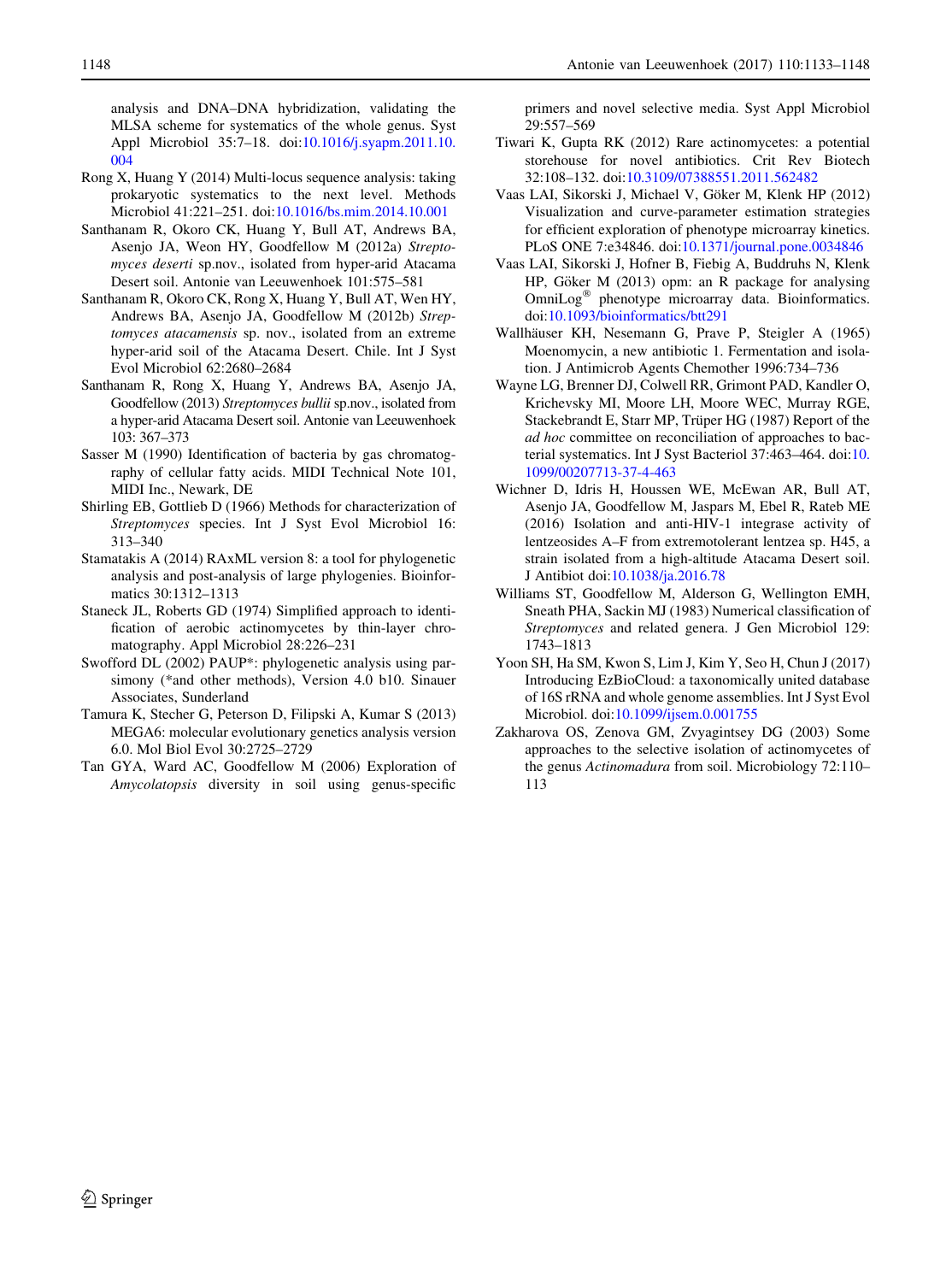analysis and DNA–DNA hybridization, validating the MLSA scheme for systematics of the whole genus. Syst Appl Microbiol 35:7–18. doi:10.1016/j.syapm.2011.10.004

Rong X, Huang Y (2014) Multi-locus sequence analysis: taking prokaryotic systematics to the next level. Methods Microbiol 41:221–251. doi:10.1016/bs.mim.2014.10.001

Santhanam R, Okoro CK, Huang Y, Bull AT, Andrews BA, Asenjo JA, Weon HY, Goodfellow M (2012a) *Streptomyces deserti* sp.nov., isolated from hyper-arid Atacama Desert soil. Antonie van Leeuwenhoek 101:575–581

Santhanam R, Okoro CK, Rong X, Huang Y, Bull AT, Wen HY, Andrews BA, Asenjo JA, Goodfellow M (2012b) *Streptomyces atacamensis* sp. nov., isolated from an extreme hyper-arid soil of the Atacama Desert. Chile. Int J Syst Evol Microbiol 62:2680–2684

Santhanam R, Rong X, Huang Y, Andrews BA, Asenjo JA, Goodfellow M (2013) *Streptomyces bullii* sp.nov., isolated from a hyper-arid Atacama Desert soil. Antonie van Leeuwenhoek 103: 367–373

Sasser M (1990) Identification of bacteria by gas chromatography of cellular fatty acids. MIDI Technical Note 101, MIDI Inc., Newark, DE

Shirling EB, Gottlieb D (1966) Methods for characterization of *Streptomyces* species. Int J Syst Evol Microbiol 16: 313–340

Stamatakis A (2014) RAxML version 8: a tool for phylogenetic analysis and post-analysis of large phylogenies. Bioinformatics 30:1312–1313

Staneck JL, Roberts GD (1974) Simplified approach to identification of aerobic actinomycetes by thin-layer chromatography. Appl Microbiol 28:226–231

Swofford DL (2002) PAUP*: phylogenetic analysis using parsimony (*and other methods), Version 4.0 b10. Sinauer Associates, Sunderland

Tamura K, Stecher G, Peterson D, Filipski A, Kumar S (2013) MEGA6: molecular evolutionary genetics analysis version 6.0. Mol Biol Evol 30:2725–2729

Tan GYA, Ward AC, Goodfellow M (2006) Exploration of *Amycolatopsis* diversity in soil using genus-specific primers and novel selective media. Syst Appl Microbiol 29:557–569

Tiwari K, Gupta RK (2012) Rare actinomycetes: a potential storehouse for novel antibiotics. Crit Rev Biotech 32:108–132. doi:10.3109/07388551.2011.562482

Vaas LAI, Sikorski J, Michael V, Göker M, Klenk HP (2012) Visualization and curve-parameter estimation strategies for efficient exploration of phenotype microarray kinetics. PLoS ONE 7:e34846. doi:10.1371/journal.pone.0034846

Vaas LAI, Sikorski J, Hofner B, Fiebig A, Buddruhs N, Klenk HP, Göker M (2013) opm: an R package for analysing OmniLog® phenotype microarray data. Bioinformatics. doi:10.1093/bioinformatics/btt291

Wallhäuser KH, Nesemann G, Prave P, Steigler A (1965) Moenomycin, a new antibiotic 1. Fermentation and isolation. J Antimicrob Agents Chemother 1996:734–736

Wayne LG, Brenner DJ, Colwell RR, Grimont PAD, Kandler O, Krichevsky MI, Moore LH, Moore WEC, Murray RGE, Stackebrandt E, Starr MP, Trüper HG (1987) Report of the *ad hoc* committee on reconciliation of approaches to bacterial systematics. Int J Syst Bacteriol 37:463–464. doi:10.1099/00207713-37-4-463

Wichner D, Idris H, Houssen WE, McEwan AR, Bull AT, Asenjo JA, Goodfellow M, Jaspars M, Ebel R, Rateb ME (2016) Isolation and anti-HIV-1 integrase activity of lentzeosides A–F from extremotolerant lentzea sp. H45, a strain isolated from a high-altitude Atacama Desert soil. J Antibiot doi:10.1038/ja.2016.78

Williams ST, Goodfellow M, Alderson G, Wellington EMH, Sneath PHA, Sackin MJ (1983) Numerical classification of *Streptomyces* and related genera. J Gen Microbiol 129: 1743–1813

Yoon SH, Ha SM, Kwon S, Lim J, Kim Y, Seo H, Chun J (2017) Introducing EzBioCloud: a taxonomically united database of 16S rRNA and whole genome assemblies. Int J Syst Evol Microbiol. doi:10.1099/ijsem.0.001755

Zakharova OS, Zenova GM, Zvyagintsey DG (2003) Some approaches to the selective isolation of actinomycetes of the genus *Actinomadura* from soil. Microbiology 72:110–113